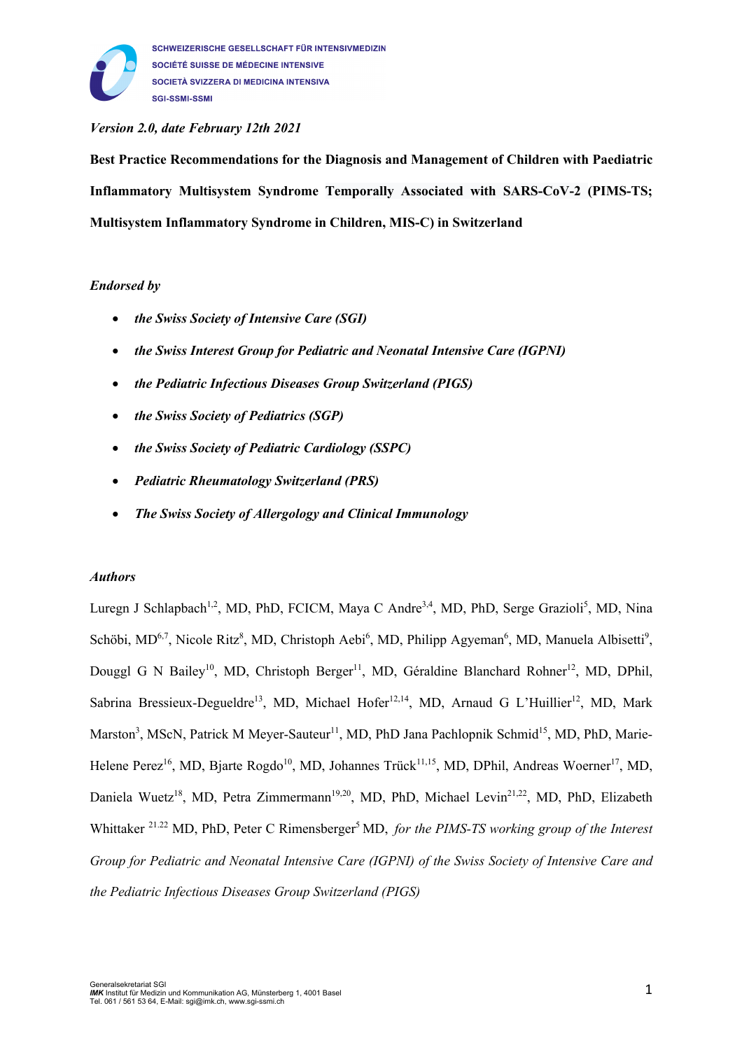SCHWEIZERISCHE GESELLSCHAFT FÜR INTENSIVMEDIZIN
SOCIÉTÉ SUISSE DE MÉDECINE INTENSIVE
SOCIETÀ SVIZZERA DI MEDICINA INTENSIVA
SGI-SSMI-SSMI

*Version 2.0, date February 12th 2021*

# Best Practice Recommendations for the Diagnosis and Management of Children with Paediatric Inflammatory Multisystem Syndrome Temporally Associated with SARS-CoV-2 (PIMS-TS; Multisystem Inflammatory Syndrome in Children, MIS-C) in Switzerland

## *Endorsed by*

- ***the Swiss Society of Intensive Care (SGI)***
- ***the Swiss Interest Group for Pediatric and Neonatal Intensive Care (IGPNI)***
- ***the Pediatric Infectious Diseases Group Switzerland (PIGS)***
- ***the Swiss Society of Pediatrics (SGP)***
- ***the Swiss Society of Pediatric Cardiology (SSPC)***
- ***Pediatric Rheumatology Switzerland (PRS)***
- ***The Swiss Society of Allergology and Clinical Immunology***

## *Authors*

Luregn J Schlapbach[1,2], MD, PhD, FCICM, Maya C Andre[3,4], MD, PhD, Serge Grazioli[5], MD, Nina Schöbi, MD[6,7], Nicole Ritz[8], MD, Christoph Aebi[6], MD, Philipp Agyeman[6], MD, Manuela Albisetti[9], Douggl G N Bailey[10], MD, Christoph Berger[11], MD, Géraldine Blanchard Rohner[12], MD, DPhil, Sabrina Bressieux-Degueldre[13], MD, Michael Hofer[12,14], MD, Arnaud G L'Huillier[12], MD, Mark Marston[3], MScN, Patrick M Meyer-Sauteur[11], MD, PhD Jana Pachlopnik Schmid[15], MD, PhD, Marie-Helene Perez[16], MD, Bjarte Rogdo[10], MD, Johannes Trück[11,15], MD, DPhil, Andreas Woerner[17], MD, Daniela Wuetz[18], MD, Petra Zimmermann[19,20], MD, PhD, Michael Levin[21,22], MD, PhD, Elizabeth Whittaker [21.22] MD, PhD, Peter C Rimensberger[5] MD, *for the PIMS-TS working group of the Interest Group for Pediatric and Neonatal Intensive Care (IGPNI) of the Swiss Society of Intensive Care and the Pediatric Infectious Diseases Group Switzerland (PIGS)*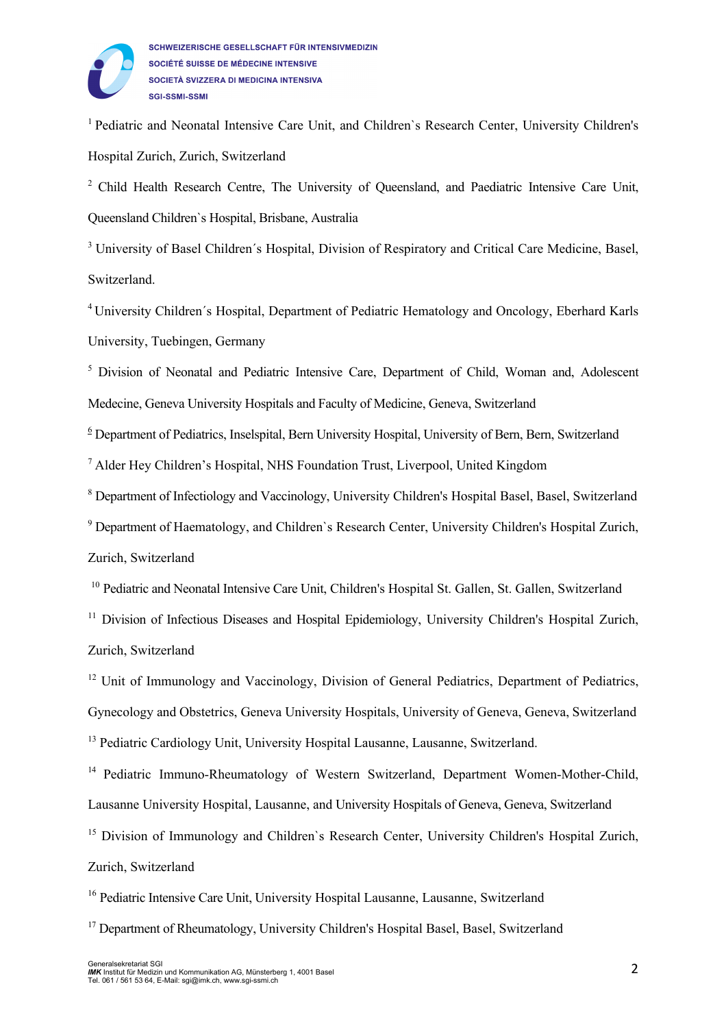[1] Pediatric and Neonatal Intensive Care Unit, and Children`s Research Center, University Children's Hospital Zurich, Zurich, Switzerland

[2] Child Health Research Centre, The University of Queensland, and Paediatric Intensive Care Unit, Queensland Children`s Hospital, Brisbane, Australia

[3] University of Basel Children´s Hospital, Division of Respiratory and Critical Care Medicine, Basel, Switzerland.

[4] University Children´s Hospital, Department of Pediatric Hematology and Oncology, Eberhard Karls University, Tuebingen, Germany

[5] Division of Neonatal and Pediatric Intensive Care, Department of Child, Woman and, Adolescent Medecine, Geneva University Hospitals and Faculty of Medicine, Geneva, Switzerland

[6] Department of Pediatrics, Inselspital, Bern University Hospital, University of Bern, Bern, Switzerland

[7] Alder Hey Children's Hospital, NHS Foundation Trust, Liverpool, United Kingdom

[8] Department of Infectiology and Vaccinology, University Children's Hospital Basel, Basel, Switzerland

[9] Department of Haematology, and Children`s Research Center, University Children's Hospital Zurich, Zurich, Switzerland

[10] Pediatric and Neonatal Intensive Care Unit, Children's Hospital St. Gallen, St. Gallen, Switzerland

[11] Division of Infectious Diseases and Hospital Epidemiology, University Children's Hospital Zurich, Zurich, Switzerland

[12] Unit of Immunology and Vaccinology, Division of General Pediatrics, Department of Pediatrics, Gynecology and Obstetrics, Geneva University Hospitals, University of Geneva, Geneva, Switzerland

[13] Pediatric Cardiology Unit, University Hospital Lausanne, Lausanne, Switzerland.

[14] Pediatric Immuno-Rheumatology of Western Switzerland, Department Women-Mother-Child, Lausanne University Hospital, Lausanne, and University Hospitals of Geneva, Geneva, Switzerland

[15] Division of Immunology and Children`s Research Center, University Children's Hospital Zurich, Zurich, Switzerland

[16] Pediatric Intensive Care Unit, University Hospital Lausanne, Lausanne, Switzerland

[17] Department of Rheumatology, University Children's Hospital Basel, Basel, Switzerland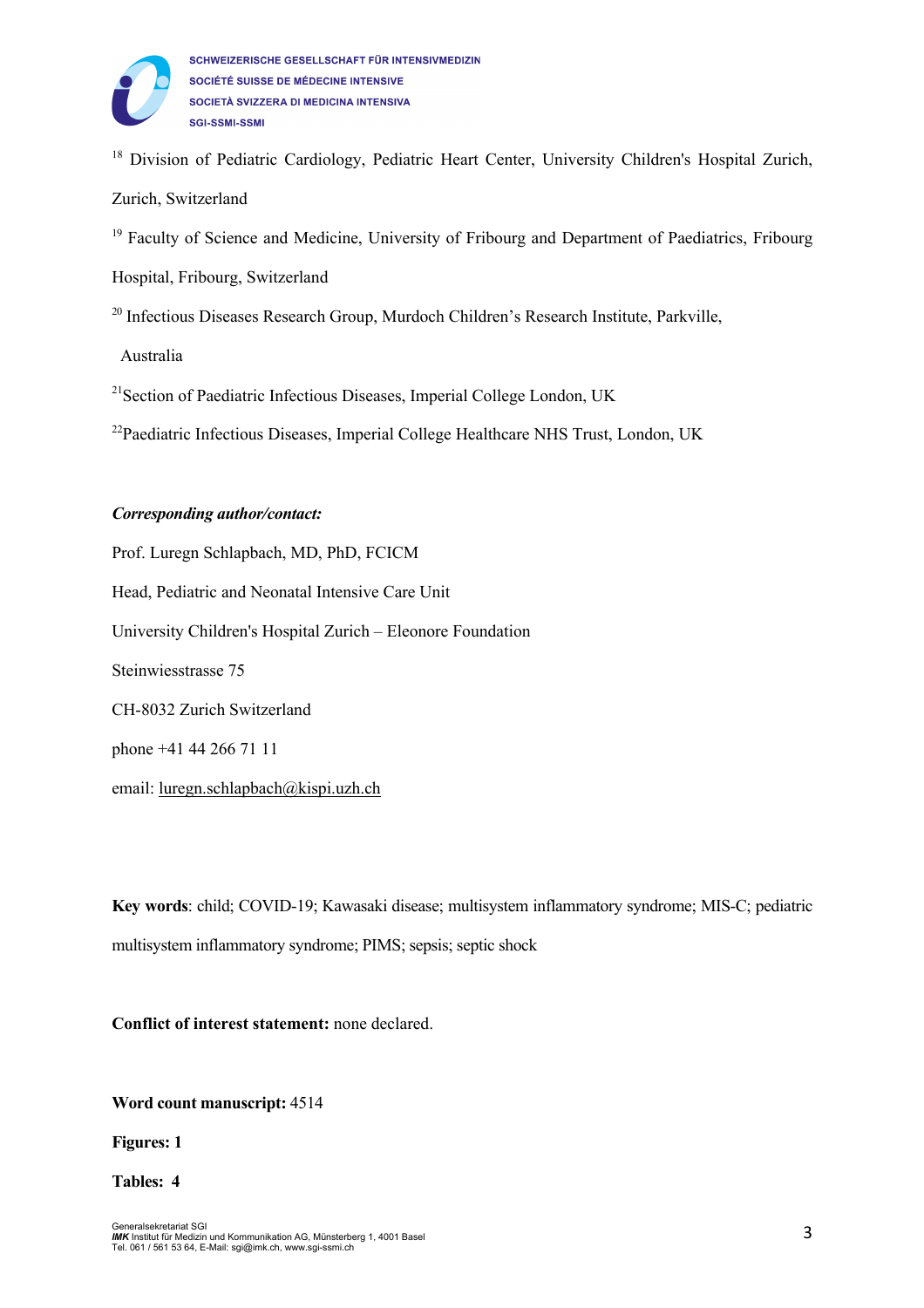[18] Division of Pediatric Cardiology, Pediatric Heart Center, University Children's Hospital Zurich, Zurich, Switzerland

[19] Faculty of Science and Medicine, University of Fribourg and Department of Paediatrics, Fribourg Hospital, Fribourg, Switzerland

[20] Infectious Diseases Research Group, Murdoch Children's Research Institute, Parkville, Australia

[21] Section of Paediatric Infectious Diseases, Imperial College London, UK

[22] Paediatric Infectious Diseases, Imperial College Healthcare NHS Trust, London, UK

***Corresponding author/contact:***

Prof. Luregn Schlapbach, MD, PhD, FCICM

Head, Pediatric and Neonatal Intensive Care Unit

University Children's Hospital Zurich – Eleonore Foundation

Steinwiesstrasse 75

CH-8032 Zurich Switzerland

phone +41 44 266 71 11

email: luregn.schlapbach@kispi.uzh.ch

**Key words**: child; COVID-19; Kawasaki disease; multisystem inflammatory syndrome; MIS-C; pediatric multisystem inflammatory syndrome; PIMS; sepsis; septic shock

**Conflict of interest statement:** none declared.

**Word count manuscript:** 4514

**Figures: 1**

**Tables: 4**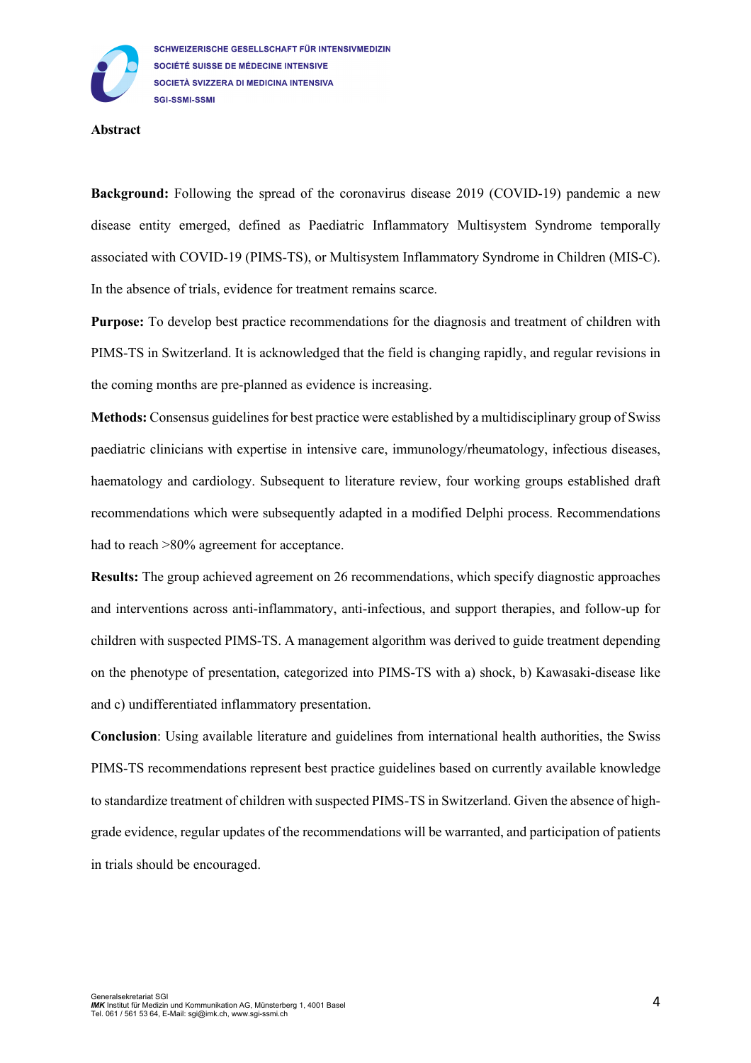## Abstract

**Background:** Following the spread of the coronavirus disease 2019 (COVID-19) pandemic a new disease entity emerged, defined as Paediatric Inflammatory Multisystem Syndrome temporally associated with COVID-19 (PIMS-TS), or Multisystem Inflammatory Syndrome in Children (MIS-C). In the absence of trials, evidence for treatment remains scarce.

**Purpose:** To develop best practice recommendations for the diagnosis and treatment of children with PIMS-TS in Switzerland. It is acknowledged that the field is changing rapidly, and regular revisions in the coming months are pre-planned as evidence is increasing.

**Methods:** Consensus guidelines for best practice were established by a multidisciplinary group of Swiss paediatric clinicians with expertise in intensive care, immunology/rheumatology, infectious diseases, haematology and cardiology. Subsequent to literature review, four working groups established draft recommendations which were subsequently adapted in a modified Delphi process. Recommendations had to reach >80% agreement for acceptance.

**Results:** The group achieved agreement on 26 recommendations, which specify diagnostic approaches and interventions across anti-inflammatory, anti-infectious, and support therapies, and follow-up for children with suspected PIMS-TS. A management algorithm was derived to guide treatment depending on the phenotype of presentation, categorized into PIMS-TS with a) shock, b) Kawasaki-disease like and c) undifferentiated inflammatory presentation.

**Conclusion**: Using available literature and guidelines from international health authorities, the Swiss PIMS-TS recommendations represent best practice guidelines based on currently available knowledge to standardize treatment of children with suspected PIMS-TS in Switzerland. Given the absence of high-grade evidence, regular updates of the recommendations will be warranted, and participation of patients in trials should be encouraged.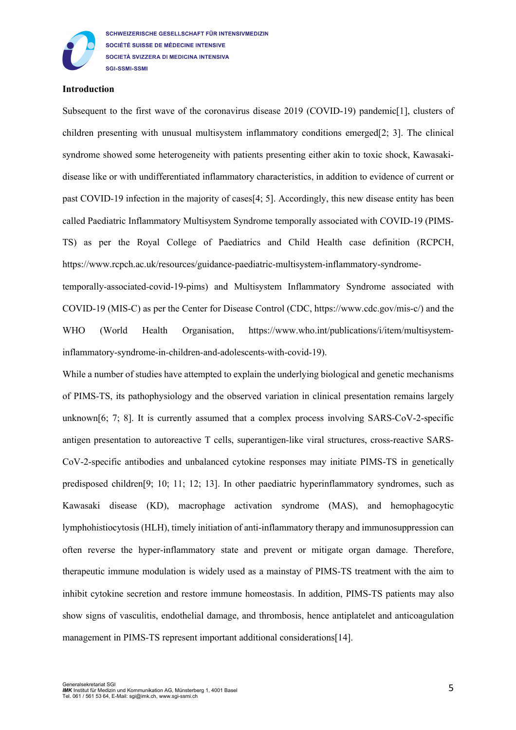**Introduction**

Subsequent to the first wave of the coronavirus disease 2019 (COVID-19) pandemic[1], clusters of children presenting with unusual multisystem inflammatory conditions emerged[2; 3]. The clinical syndrome showed some heterogeneity with patients presenting either akin to toxic shock, Kawasaki-disease like or with undifferentiated inflammatory characteristics, in addition to evidence of current or past COVID-19 infection in the majority of cases[4; 5]. Accordingly, this new disease entity has been called Paediatric Inflammatory Multisystem Syndrome temporally associated with COVID-19 (PIMS-TS) as per the Royal College of Paediatrics and Child Health case definition (RCPCH, https://www.rcpch.ac.uk/resources/guidance-paediatric-multisystem-inflammatory-syndrome-temporally-associated-covid-19-pims) and Multisystem Inflammatory Syndrome associated with COVID-19 (MIS-C) as per the Center for Disease Control (CDC, https://www.cdc.gov/mis-c/) and the WHO (World Health Organisation, https://www.who.int/publications/i/item/multisystem-inflammatory-syndrome-in-children-and-adolescents-with-covid-19).

While a number of studies have attempted to explain the underlying biological and genetic mechanisms of PIMS-TS, its pathophysiology and the observed variation in clinical presentation remains largely unknown[6; 7; 8]. It is currently assumed that a complex process involving SARS-CoV-2-specific antigen presentation to autoreactive T cells, superantigen-like viral structures, cross-reactive SARS-CoV-2-specific antibodies and unbalanced cytokine responses may initiate PIMS-TS in genetically predisposed children[9; 10; 11; 12; 13]. In other paediatric hyperinflammatory syndromes, such as Kawasaki disease (KD), macrophage activation syndrome (MAS), and hemophagocytic lymphohistiocytosis (HLH), timely initiation of anti-inflammatory therapy and immunosuppression can often reverse the hyper-inflammatory state and prevent or mitigate organ damage. Therefore, therapeutic immune modulation is widely used as a mainstay of PIMS-TS treatment with the aim to inhibit cytokine secretion and restore immune homeostasis. In addition, PIMS-TS patients may also show signs of vasculitis, endothelial damage, and thrombosis, hence antiplatelet and anticoagulation management in PIMS-TS represent important additional considerations[14].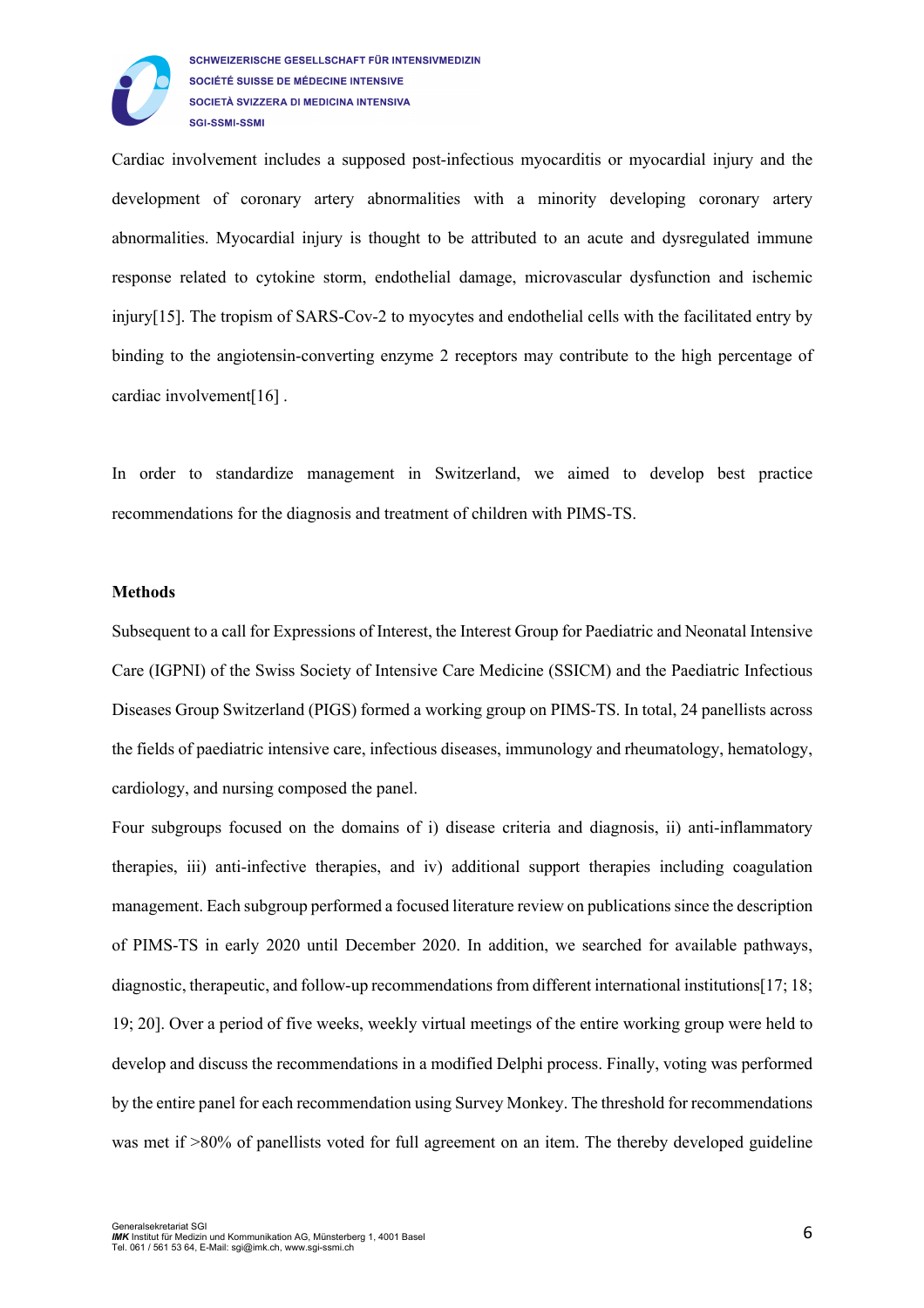Cardiac involvement includes a supposed post-infectious myocarditis or myocardial injury and the development of coronary artery abnormalities with a minority developing coronary artery abnormalities. Myocardial injury is thought to be attributed to an acute and dysregulated immune response related to cytokine storm, endothelial damage, microvascular dysfunction and ischemic injury[15]. The tropism of SARS-Cov-2 to myocytes and endothelial cells with the facilitated entry by binding to the angiotensin-converting enzyme 2 receptors may contribute to the high percentage of cardiac involvement[16] .

In order to standardize management in Switzerland, we aimed to develop best practice recommendations for the diagnosis and treatment of children with PIMS-TS.

## Methods

Subsequent to a call for Expressions of Interest, the Interest Group for Paediatric and Neonatal Intensive Care (IGPNI) of the Swiss Society of Intensive Care Medicine (SSICM) and the Paediatric Infectious Diseases Group Switzerland (PIGS) formed a working group on PIMS-TS. In total, 24 panellists across the fields of paediatric intensive care, infectious diseases, immunology and rheumatology, hematology, cardiology, and nursing composed the panel.

Four subgroups focused on the domains of i) disease criteria and diagnosis, ii) anti-inflammatory therapies, iii) anti-infective therapies, and iv) additional support therapies including coagulation management. Each subgroup performed a focused literature review on publications since the description of PIMS-TS in early 2020 until December 2020. In addition, we searched for available pathways, diagnostic, therapeutic, and follow-up recommendations from different international institutions[17; 18; 19; 20]. Over a period of five weeks, weekly virtual meetings of the entire working group were held to develop and discuss the recommendations in a modified Delphi process. Finally, voting was performed by the entire panel for each recommendation using Survey Monkey. The threshold for recommendations was met if >80% of panellists voted for full agreement on an item. The thereby developed guideline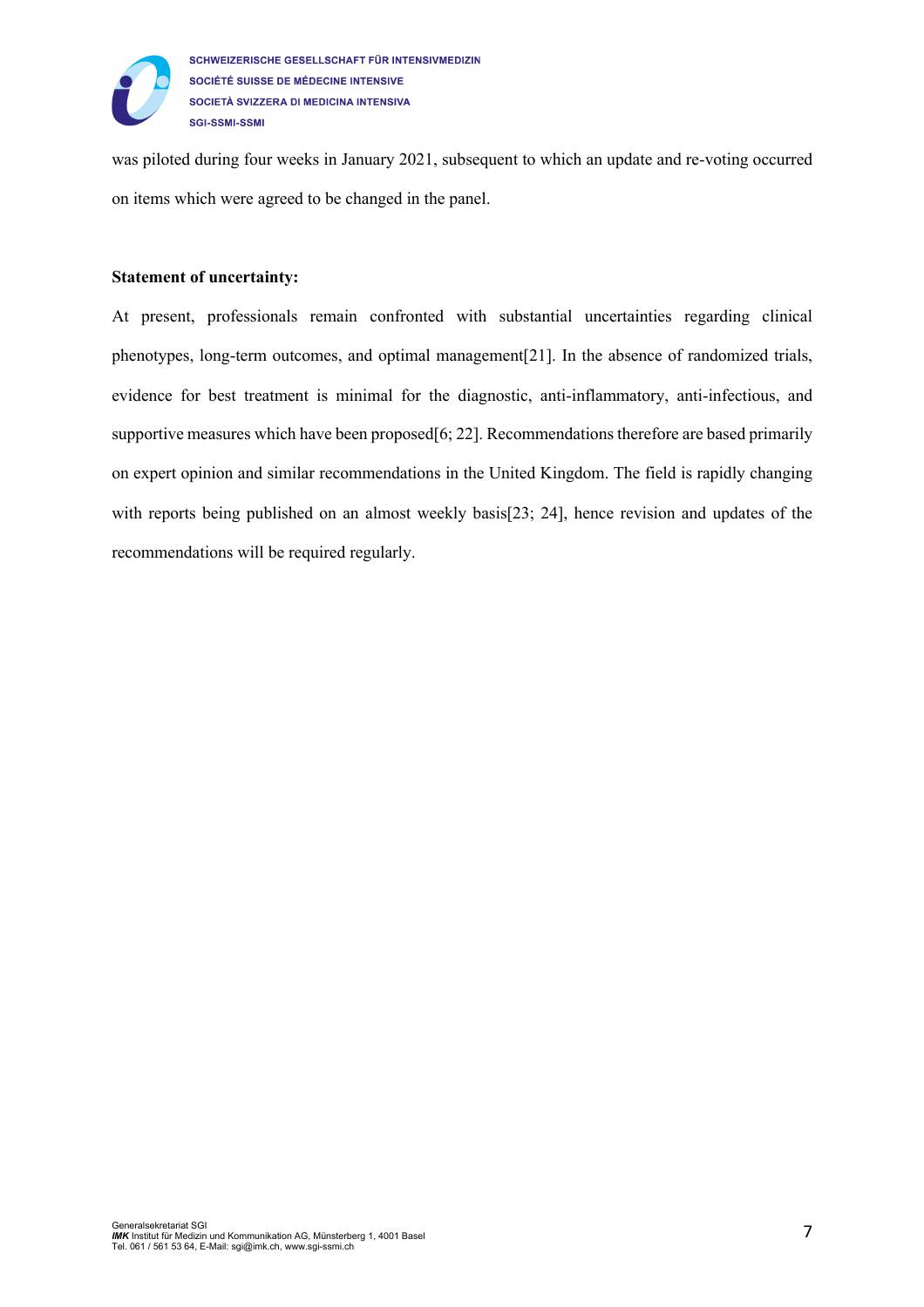was piloted during four weeks in January 2021, subsequent to which an update and re-voting occurred on items which were agreed to be changed in the panel.

**Statement of uncertainty:**

At present, professionals remain confronted with substantial uncertainties regarding clinical phenotypes, long-term outcomes, and optimal management[21]. In the absence of randomized trials, evidence for best treatment is minimal for the diagnostic, anti-inflammatory, anti-infectious, and supportive measures which have been proposed[6; 22]. Recommendations therefore are based primarily on expert opinion and similar recommendations in the United Kingdom. The field is rapidly changing with reports being published on an almost weekly basis[23; 24], hence revision and updates of the recommendations will be required regularly.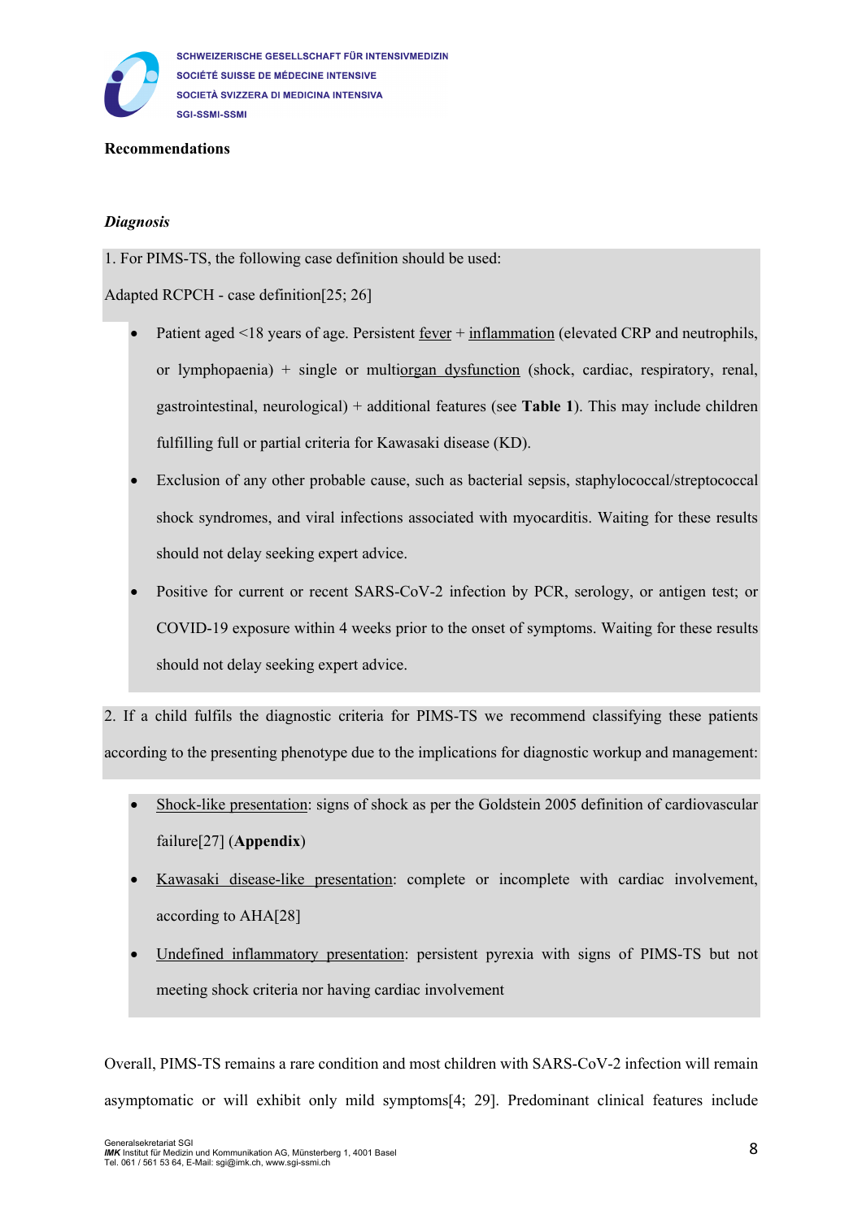**Recommendations**

***Diagnosis***

1. For PIMS-TS, the following case definition should be used:

Adapted RCPCH - case definition[25; 26]

- Patient aged <18 years of age. Persistent fever + inflammation (elevated CRP and neutrophils, or lymphopaenia) + single or multiorgan dysfunction (shock, cardiac, respiratory, renal, gastrointestinal, neurological) + additional features (see **Table 1**). This may include children fulfilling full or partial criteria for Kawasaki disease (KD).
- Exclusion of any other probable cause, such as bacterial sepsis, staphylococcal/streptococcal shock syndromes, and viral infections associated with myocarditis. Waiting for these results should not delay seeking expert advice.
- Positive for current or recent SARS-CoV-2 infection by PCR, serology, or antigen test; or COVID-19 exposure within 4 weeks prior to the onset of symptoms. Waiting for these results should not delay seeking expert advice.

2. If a child fulfils the diagnostic criteria for PIMS-TS we recommend classifying these patients according to the presenting phenotype due to the implications for diagnostic workup and management:

- Shock-like presentation: signs of shock as per the Goldstein 2005 definition of cardiovascular failure[27] (**Appendix**)
- Kawasaki disease-like presentation: complete or incomplete with cardiac involvement, according to AHA[28]
- Undefined inflammatory presentation: persistent pyrexia with signs of PIMS-TS but not meeting shock criteria nor having cardiac involvement

Overall, PIMS-TS remains a rare condition and most children with SARS-CoV-2 infection will remain asymptomatic or will exhibit only mild symptoms[4; 29]. Predominant clinical features include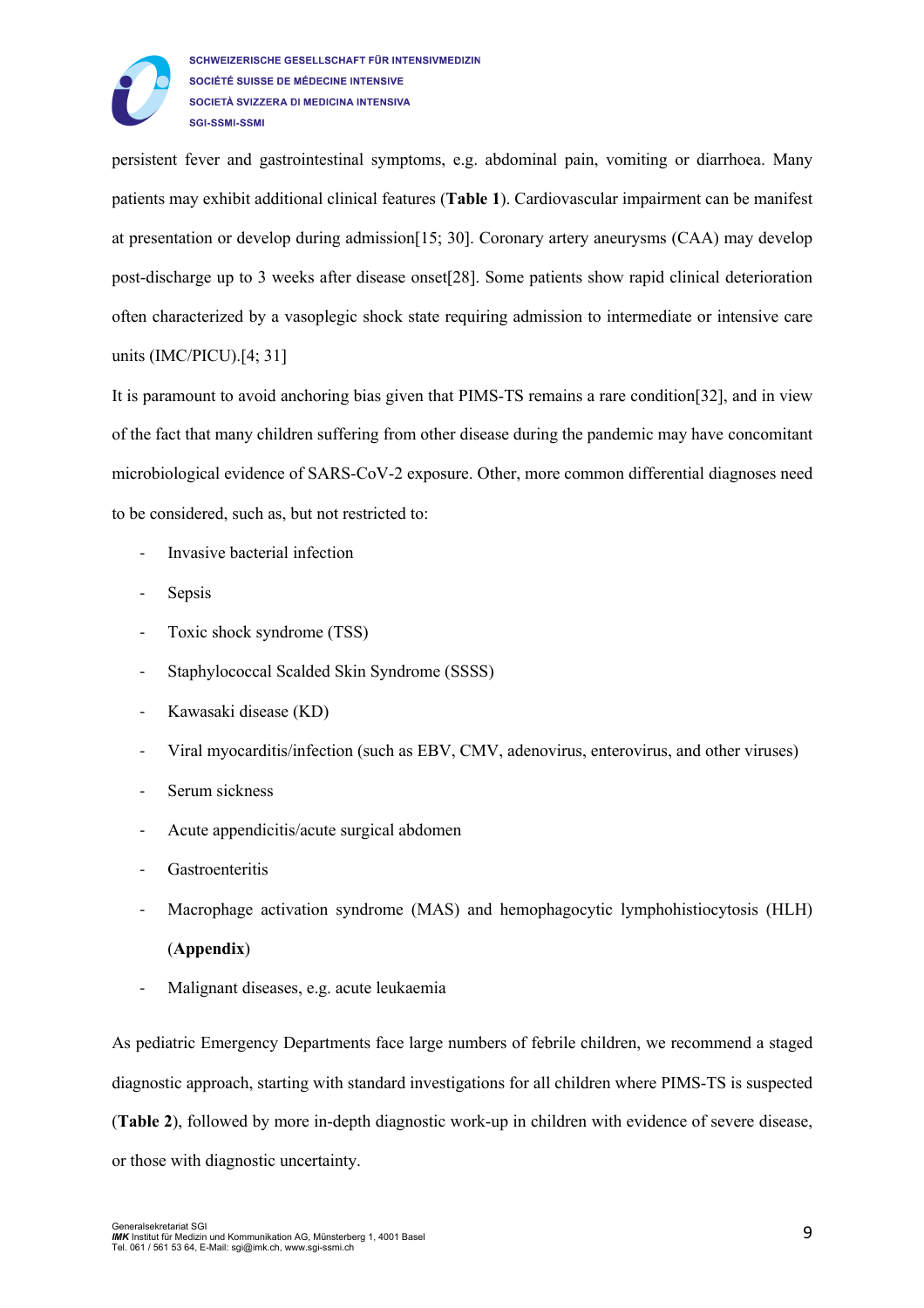persistent fever and gastrointestinal symptoms, e.g. abdominal pain, vomiting or diarrhoea. Many patients may exhibit additional clinical features (**Table 1**). Cardiovascular impairment can be manifest at presentation or develop during admission[15; 30]. Coronary artery aneurysms (CAA) may develop post-discharge up to 3 weeks after disease onset[28]. Some patients show rapid clinical deterioration often characterized by a vasoplegic shock state requiring admission to intermediate or intensive care units (IMC/PICU).[4; 31]

It is paramount to avoid anchoring bias given that PIMS-TS remains a rare condition[32], and in view of the fact that many children suffering from other disease during the pandemic may have concomitant microbiological evidence of SARS-CoV-2 exposure. Other, more common differential diagnoses need to be considered, such as, but not restricted to:

- Invasive bacterial infection
- Sepsis
- Toxic shock syndrome (TSS)
- Staphylococcal Scalded Skin Syndrome (SSSS)
- Kawasaki disease (KD)
- Viral myocarditis/infection (such as EBV, CMV, adenovirus, enterovirus, and other viruses)
- Serum sickness
- Acute appendicitis/acute surgical abdomen
- Gastroenteritis
- Macrophage activation syndrome (MAS) and hemophagocytic lymphohistiocytosis (HLH) (**Appendix**)
- Malignant diseases, e.g. acute leukaemia

As pediatric Emergency Departments face large numbers of febrile children, we recommend a staged diagnostic approach, starting with standard investigations for all children where PIMS-TS is suspected (**Table 2**), followed by more in-depth diagnostic work-up in children with evidence of severe disease, or those with diagnostic uncertainty.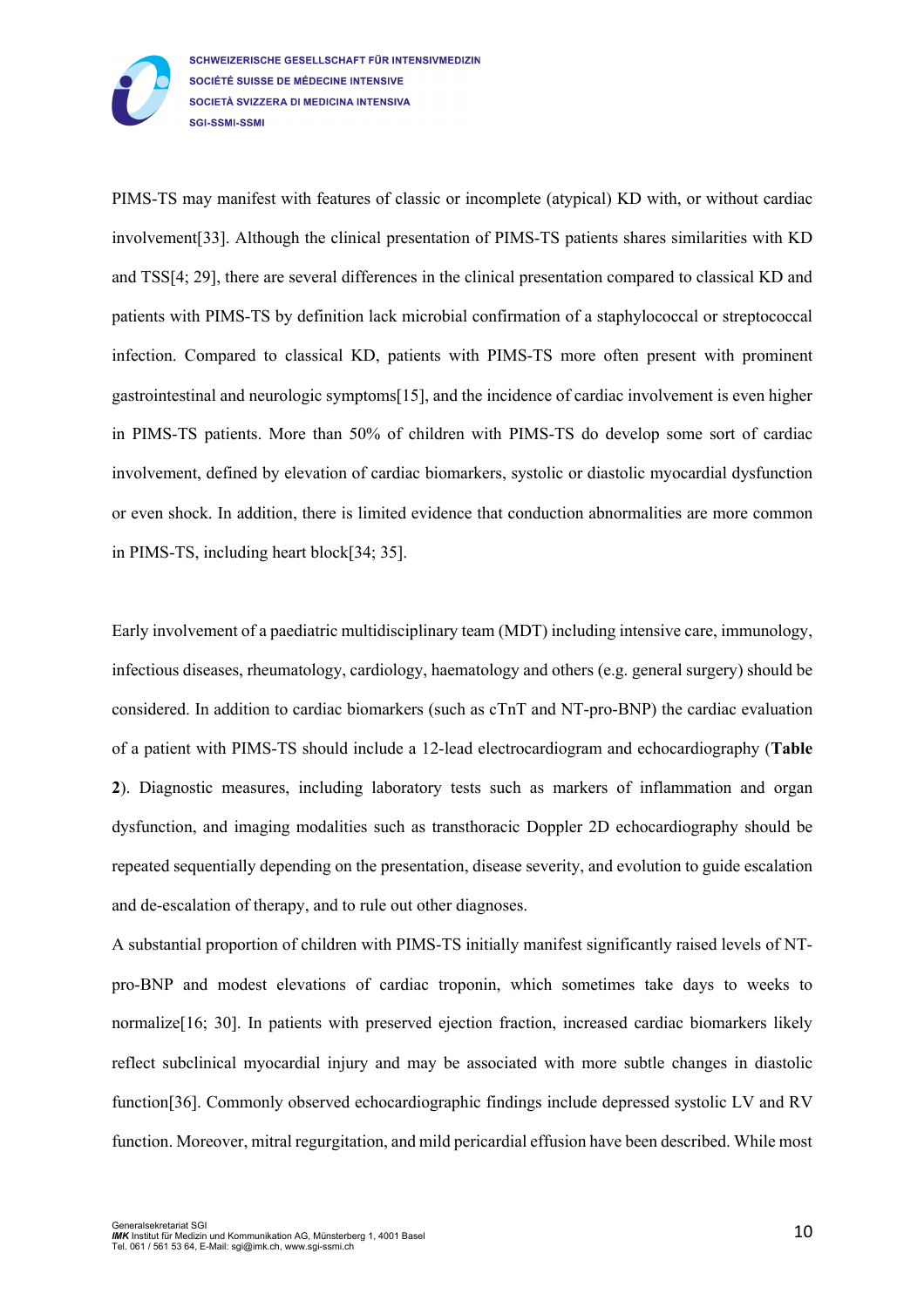PIMS-TS may manifest with features of classic or incomplete (atypical) KD with, or without cardiac involvement[33]. Although the clinical presentation of PIMS-TS patients shares similarities with KD and TSS[4; 29], there are several differences in the clinical presentation compared to classical KD and patients with PIMS-TS by definition lack microbial confirmation of a staphylococcal or streptococcal infection. Compared to classical KD, patients with PIMS-TS more often present with prominent gastrointestinal and neurologic symptoms[15], and the incidence of cardiac involvement is even higher in PIMS-TS patients. More than 50% of children with PIMS-TS do develop some sort of cardiac involvement, defined by elevation of cardiac biomarkers, systolic or diastolic myocardial dysfunction or even shock. In addition, there is limited evidence that conduction abnormalities are more common in PIMS-TS, including heart block[34; 35].

Early involvement of a paediatric multidisciplinary team (MDT) including intensive care, immunology, infectious diseases, rheumatology, cardiology, haematology and others (e.g. general surgery) should be considered. In addition to cardiac biomarkers (such as cTnT and NT-pro-BNP) the cardiac evaluation of a patient with PIMS-TS should include a 12-lead electrocardiogram and echocardiography (**Table 2**). Diagnostic measures, including laboratory tests such as markers of inflammation and organ dysfunction, and imaging modalities such as transthoracic Doppler 2D echocardiography should be repeated sequentially depending on the presentation, disease severity, and evolution to guide escalation and de-escalation of therapy, and to rule out other diagnoses.

A substantial proportion of children with PIMS-TS initially manifest significantly raised levels of NT-pro-BNP and modest elevations of cardiac troponin, which sometimes take days to weeks to normalize[16; 30]. In patients with preserved ejection fraction, increased cardiac biomarkers likely reflect subclinical myocardial injury and may be associated with more subtle changes in diastolic function[36]. Commonly observed echocardiographic findings include depressed systolic LV and RV function. Moreover, mitral regurgitation, and mild pericardial effusion have been described. While most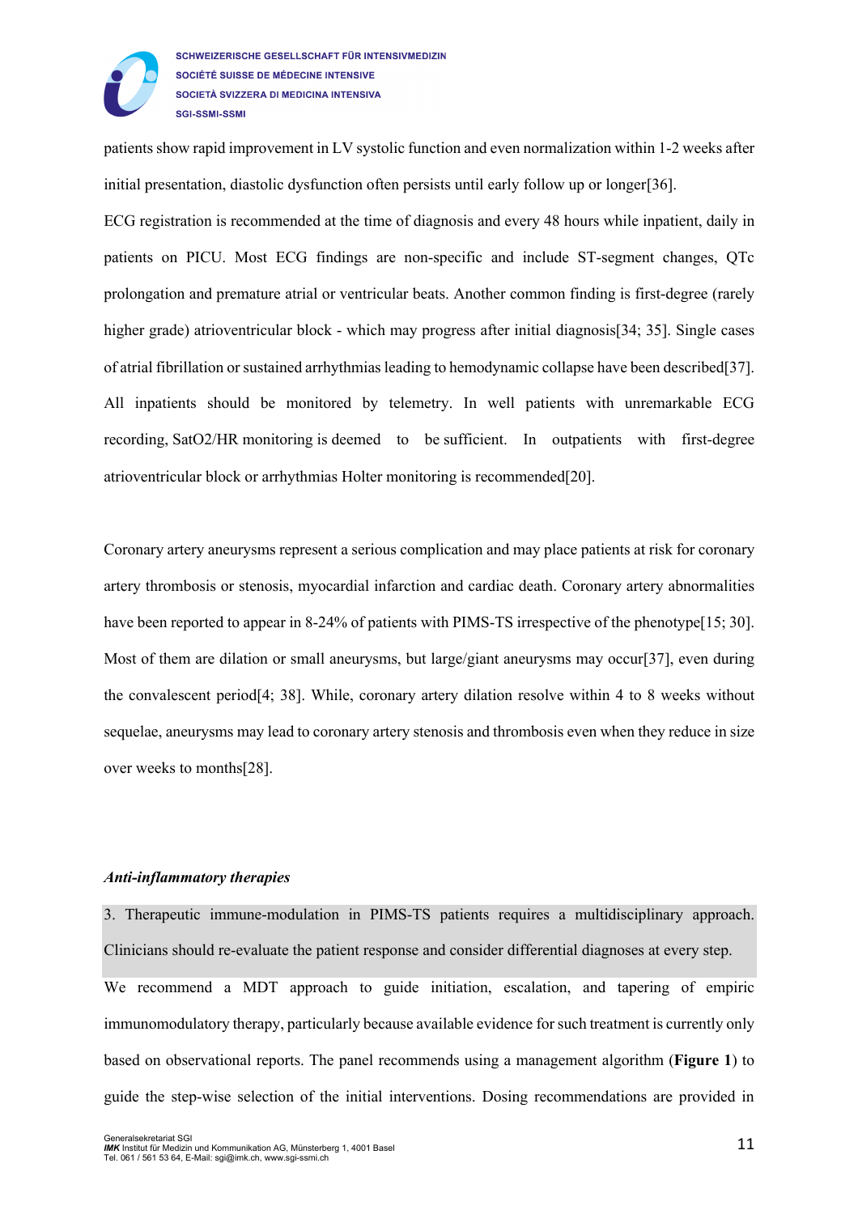patients show rapid improvement in LV systolic function and even normalization within 1-2 weeks after initial presentation, diastolic dysfunction often persists until early follow up or longer[36].

ECG registration is recommended at the time of diagnosis and every 48 hours while inpatient, daily in patients on PICU. Most ECG findings are non-specific and include ST-segment changes, QTc prolongation and premature atrial or ventricular beats. Another common finding is first-degree (rarely higher grade) atrioventricular block - which may progress after initial diagnosis[34; 35]. Single cases of atrial fibrillation or sustained arrhythmias leading to hemodynamic collapse have been described[37]. All inpatients should be monitored by telemetry. In well patients with unremarkable ECG recording, SatO2/HR monitoring is deemed to be sufficient. In outpatients with first-degree atrioventricular block or arrhythmias Holter monitoring is recommended[20].

Coronary artery aneurysms represent a serious complication and may place patients at risk for coronary artery thrombosis or stenosis, myocardial infarction and cardiac death. Coronary artery abnormalities have been reported to appear in 8-24% of patients with PIMS-TS irrespective of the phenotype[15; 30]. Most of them are dilation or small aneurysms, but large/giant aneurysms may occur[37], even during the convalescent period[4; 38]. While, coronary artery dilation resolve within 4 to 8 weeks without sequelae, aneurysms may lead to coronary artery stenosis and thrombosis even when they reduce in size over weeks to months[28].

***Anti-inflammatory therapies***

3. Therapeutic immune-modulation in PIMS-TS patients requires a multidisciplinary approach. Clinicians should re-evaluate the patient response and consider differential diagnoses at every step.

We recommend a MDT approach to guide initiation, escalation, and tapering of empiric immunomodulatory therapy, particularly because available evidence for such treatment is currently only based on observational reports. The panel recommends using a management algorithm (**Figure 1**) to guide the step-wise selection of the initial interventions. Dosing recommendations are provided in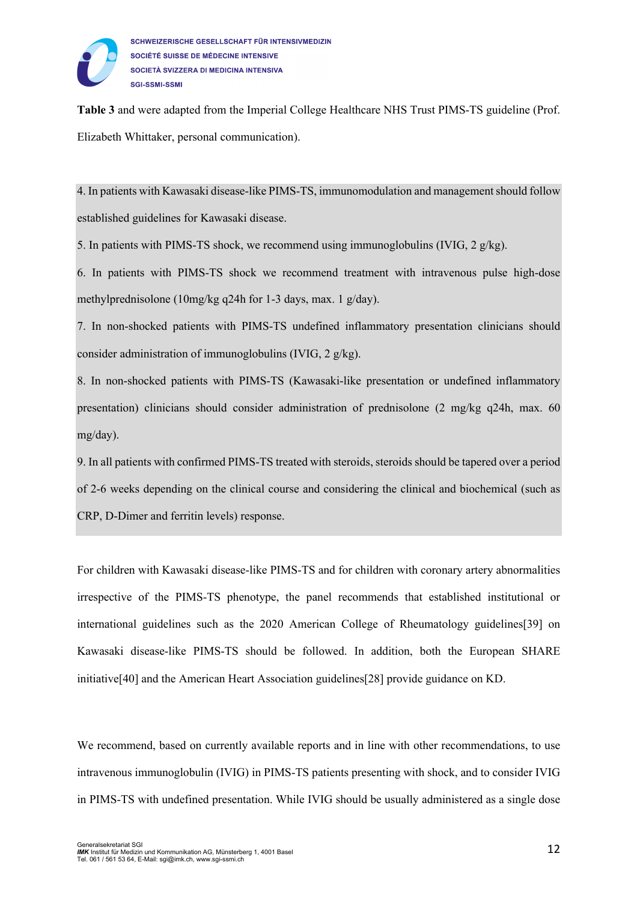**Table 3** and were adapted from the Imperial College Healthcare NHS Trust PIMS-TS guideline (Prof. Elizabeth Whittaker, personal communication).

4. In patients with Kawasaki disease-like PIMS-TS, immunomodulation and management should follow established guidelines for Kawasaki disease.
5. In patients with PIMS-TS shock, we recommend using immunoglobulins (IVIG, 2 g/kg).
6. In patients with PIMS-TS shock we recommend treatment with intravenous pulse high-dose methylprednisolone (10mg/kg q24h for 1-3 days, max. 1 g/day).
7. In non-shocked patients with PIMS-TS undefined inflammatory presentation clinicians should consider administration of immunoglobulins (IVIG, 2 g/kg).
8. In non-shocked patients with PIMS-TS (Kawasaki-like presentation or undefined inflammatory presentation) clinicians should consider administration of prednisolone (2 mg/kg q24h, max. 60 mg/day).
9. In all patients with confirmed PIMS-TS treated with steroids, steroids should be tapered over a period of 2-6 weeks depending on the clinical course and considering the clinical and biochemical (such as CRP, D-Dimer and ferritin levels) response.

For children with Kawasaki disease-like PIMS-TS and for children with coronary artery abnormalities irrespective of the PIMS-TS phenotype, the panel recommends that established institutional or international guidelines such as the 2020 American College of Rheumatology guidelines[39] on Kawasaki disease-like PIMS-TS should be followed. In addition, both the European SHARE initiative[40] and the American Heart Association guidelines[28] provide guidance on KD.

We recommend, based on currently available reports and in line with other recommendations, to use intravenous immunoglobulin (IVIG) in PIMS-TS patients presenting with shock, and to consider IVIG in PIMS-TS with undefined presentation. While IVIG should be usually administered as a single dose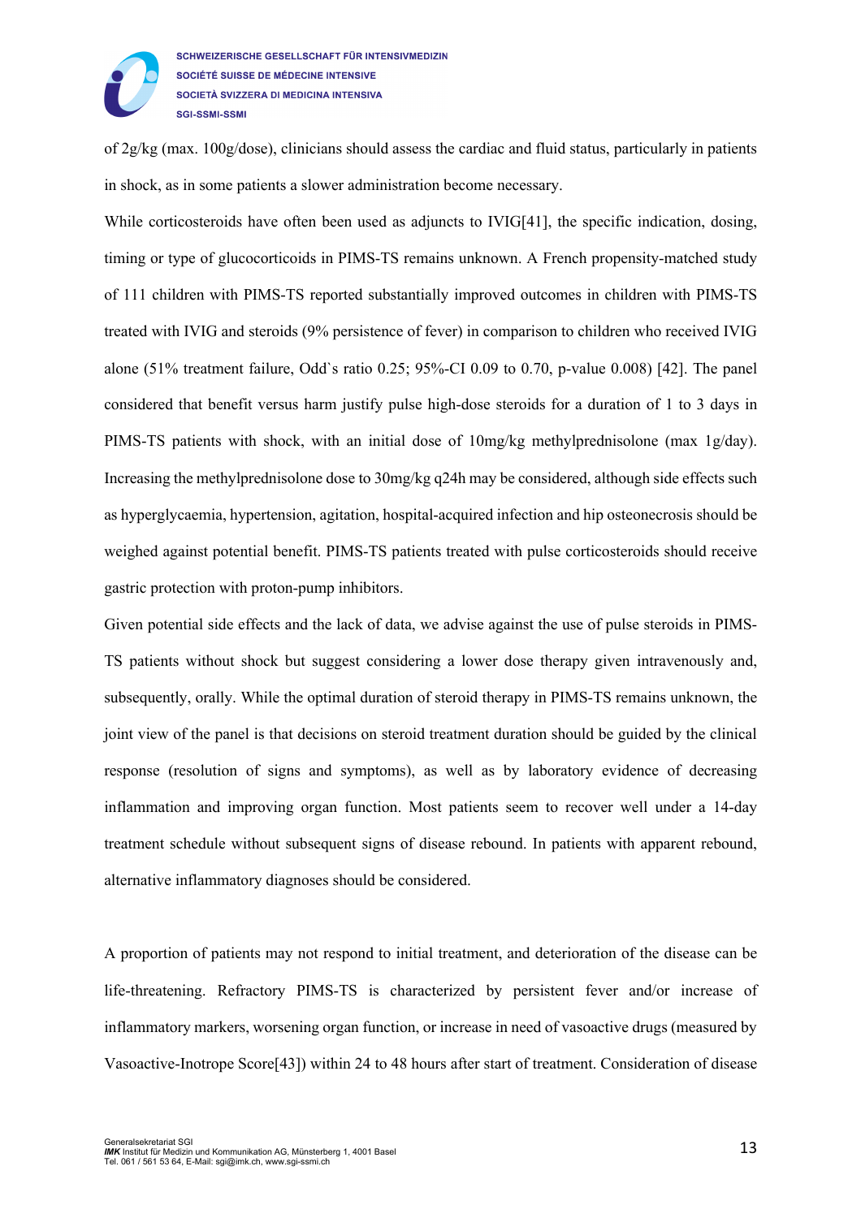of 2g/kg (max. 100g/dose), clinicians should assess the cardiac and fluid status, particularly in patients in shock, as in some patients a slower administration become necessary.

While corticosteroids have often been used as adjuncts to IVIG[41], the specific indication, dosing, timing or type of glucocorticoids in PIMS-TS remains unknown. A French propensity-matched study of 111 children with PIMS-TS reported substantially improved outcomes in children with PIMS-TS treated with IVIG and steroids (9% persistence of fever) in comparison to children who received IVIG alone (51% treatment failure, Odd`s ratio 0.25; 95%-CI 0.09 to 0.70, p-value 0.008) [42]. The panel considered that benefit versus harm justify pulse high-dose steroids for a duration of 1 to 3 days in PIMS-TS patients with shock, with an initial dose of 10mg/kg methylprednisolone (max 1g/day). Increasing the methylprednisolone dose to 30mg/kg q24h may be considered, although side effects such as hyperglycaemia, hypertension, agitation, hospital-acquired infection and hip osteonecrosis should be weighed against potential benefit. PIMS-TS patients treated with pulse corticosteroids should receive gastric protection with proton-pump inhibitors.

Given potential side effects and the lack of data, we advise against the use of pulse steroids in PIMS-TS patients without shock but suggest considering a lower dose therapy given intravenously and, subsequently, orally. While the optimal duration of steroid therapy in PIMS-TS remains unknown, the joint view of the panel is that decisions on steroid treatment duration should be guided by the clinical response (resolution of signs and symptoms), as well as by laboratory evidence of decreasing inflammation and improving organ function. Most patients seem to recover well under a 14-day treatment schedule without subsequent signs of disease rebound. In patients with apparent rebound, alternative inflammatory diagnoses should be considered.

A proportion of patients may not respond to initial treatment, and deterioration of the disease can be life-threatening. Refractory PIMS-TS is characterized by persistent fever and/or increase of inflammatory markers, worsening organ function, or increase in need of vasoactive drugs (measured by Vasoactive-Inotrope Score[43]) within 24 to 48 hours after start of treatment. Consideration of disease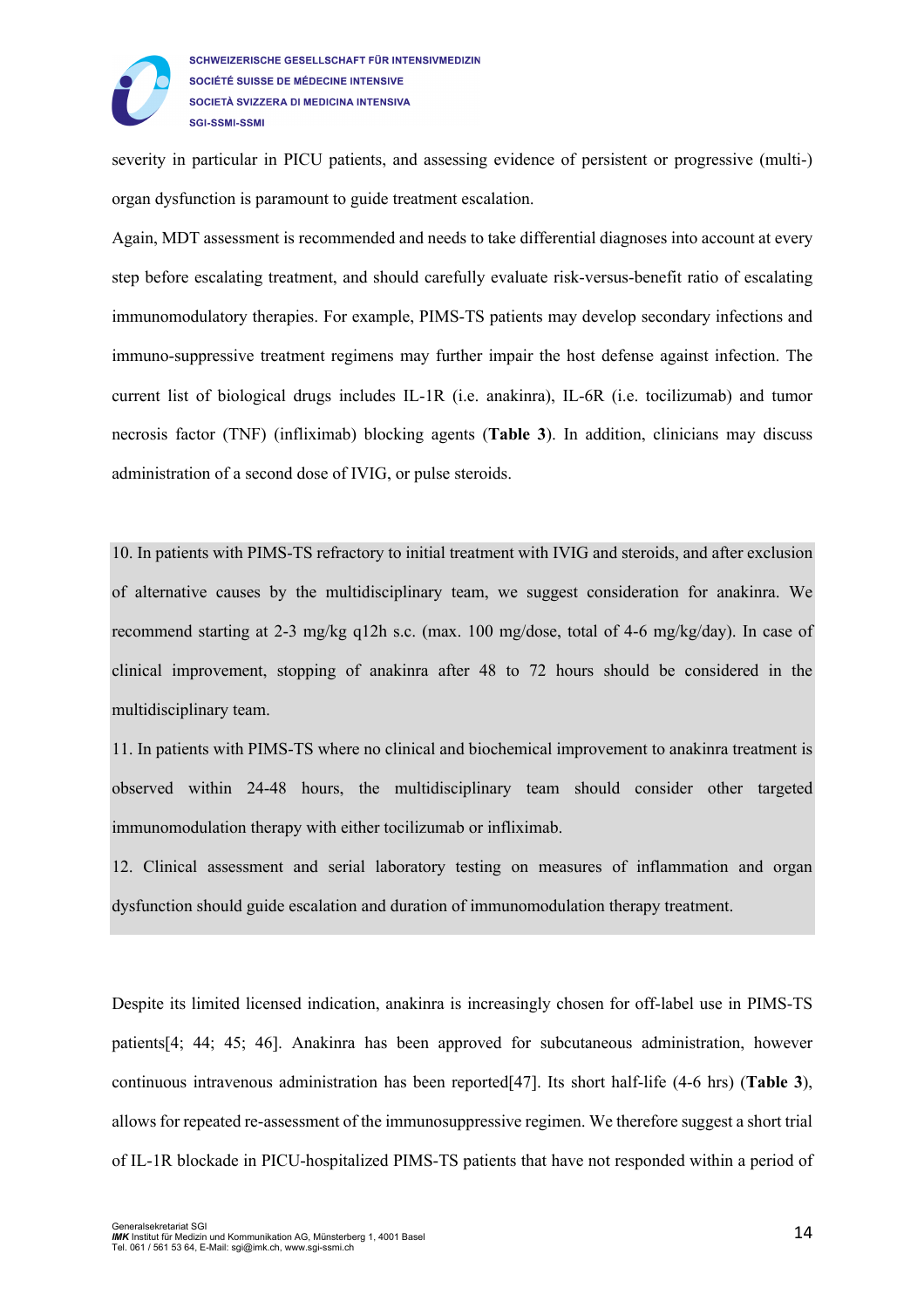severity in particular in PICU patients, and assessing evidence of persistent or progressive (multi-) organ dysfunction is paramount to guide treatment escalation.

Again, MDT assessment is recommended and needs to take differential diagnoses into account at every step before escalating treatment, and should carefully evaluate risk-versus-benefit ratio of escalating immunomodulatory therapies. For example, PIMS-TS patients may develop secondary infections and immuno-suppressive treatment regimens may further impair the host defense against infection. The current list of biological drugs includes IL-1R (i.e. anakinra), IL-6R (i.e. tocilizumab) and tumor necrosis factor (TNF) (infliximab) blocking agents (**Table 3**). In addition, clinicians may discuss administration of a second dose of IVIG, or pulse steroids.

10. In patients with PIMS-TS refractory to initial treatment with IVIG and steroids, and after exclusion of alternative causes by the multidisciplinary team, we suggest consideration for anakinra. We recommend starting at 2-3 mg/kg q12h s.c. (max. 100 mg/dose, total of 4-6 mg/kg/day). In case of clinical improvement, stopping of anakinra after 48 to 72 hours should be considered in the multidisciplinary team.

11. In patients with PIMS-TS where no clinical and biochemical improvement to anakinra treatment is observed within 24-48 hours, the multidisciplinary team should consider other targeted immunomodulation therapy with either tocilizumab or infliximab.

12. Clinical assessment and serial laboratory testing on measures of inflammation and organ dysfunction should guide escalation and duration of immunomodulation therapy treatment.

Despite its limited licensed indication, anakinra is increasingly chosen for off-label use in PIMS-TS patients[4; 44; 45; 46]. Anakinra has been approved for subcutaneous administration, however continuous intravenous administration has been reported[47]. Its short half-life (4-6 hrs) (**Table 3**), allows for repeated re-assessment of the immunosuppressive regimen. We therefore suggest a short trial of IL-1R blockade in PICU-hospitalized PIMS-TS patients that have not responded within a period of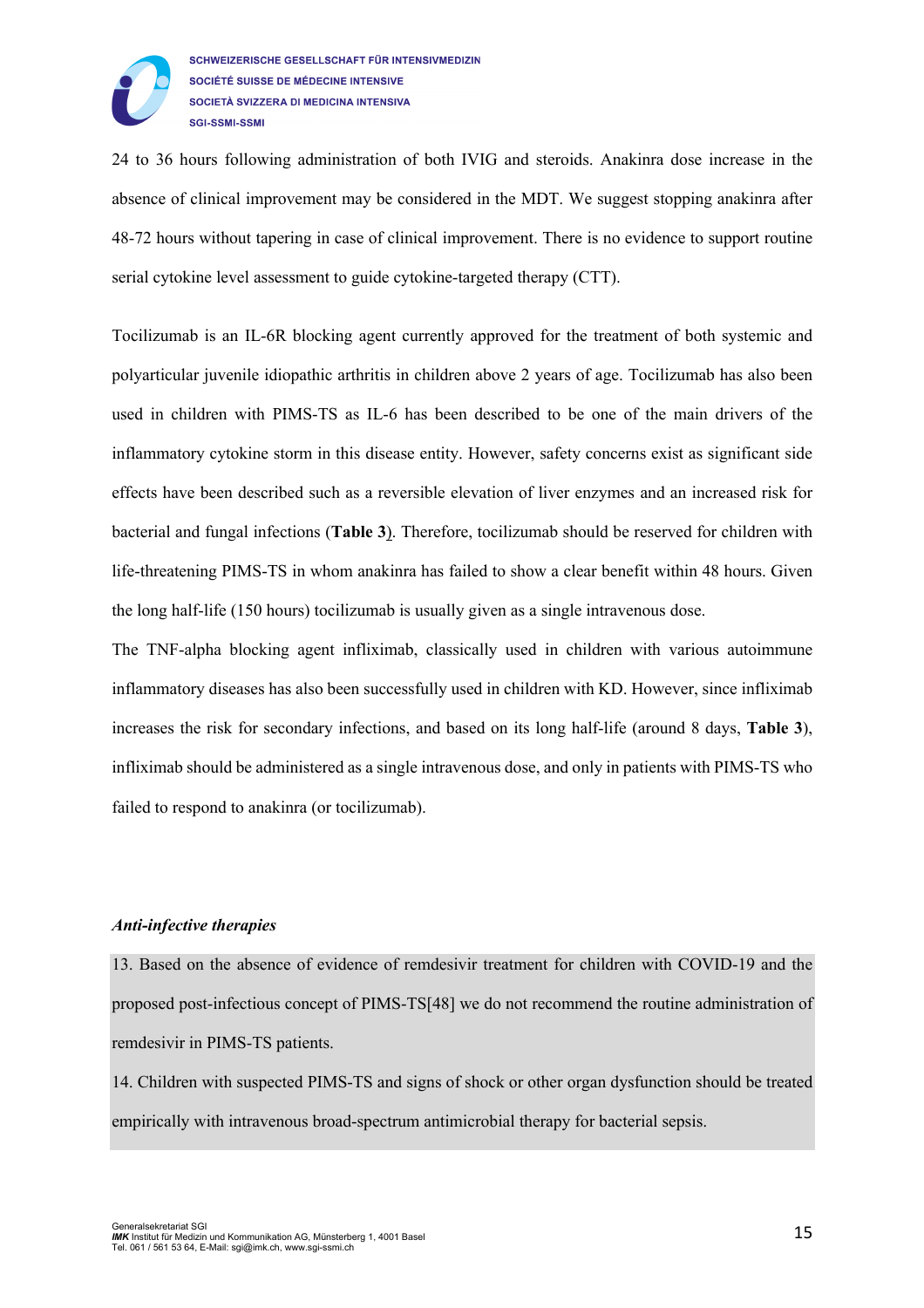24 to 36 hours following administration of both IVIG and steroids. Anakinra dose increase in the absence of clinical improvement may be considered in the MDT. We suggest stopping anakinra after 48-72 hours without tapering in case of clinical improvement. There is no evidence to support routine serial cytokine level assessment to guide cytokine-targeted therapy (CTT).

Tocilizumab is an IL-6R blocking agent currently approved for the treatment of both systemic and polyarticular juvenile idiopathic arthritis in children above 2 years of age. Tocilizumab has also been used in children with PIMS-TS as IL-6 has been described to be one of the main drivers of the inflammatory cytokine storm in this disease entity. However, safety concerns exist as significant side effects have been described such as a reversible elevation of liver enzymes and an increased risk for bacterial and fungal infections (**Table 3**). Therefore, tocilizumab should be reserved for children with life-threatening PIMS-TS in whom anakinra has failed to show a clear benefit within 48 hours. Given the long half-life (150 hours) tocilizumab is usually given as a single intravenous dose.

The TNF-alpha blocking agent infliximab, classically used in children with various autoimmune inflammatory diseases has also been successfully used in children with KD. However, since infliximab increases the risk for secondary infections, and based on its long half-life (around 8 days, **Table 3**), infliximab should be administered as a single intravenous dose, and only in patients with PIMS-TS who failed to respond to anakinra (or tocilizumab).

***Anti-infective therapies***

13. Based on the absence of evidence of remdesivir treatment for children with COVID-19 and the proposed post-infectious concept of PIMS-TS[48] we do not recommend the routine administration of remdesivir in PIMS-TS patients.

14. Children with suspected PIMS-TS and signs of shock or other organ dysfunction should be treated empirically with intravenous broad-spectrum antimicrobial therapy for bacterial sepsis.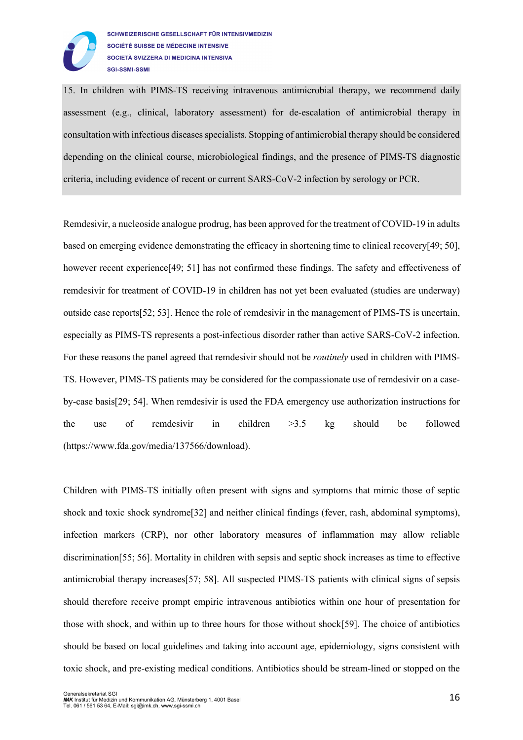15. In children with PIMS-TS receiving intravenous antimicrobial therapy, we recommend daily assessment (e.g., clinical, laboratory assessment) for de-escalation of antimicrobial therapy in consultation with infectious diseases specialists. Stopping of antimicrobial therapy should be considered depending on the clinical course, microbiological findings, and the presence of PIMS-TS diagnostic criteria, including evidence of recent or current SARS-CoV-2 infection by serology or PCR.

Remdesivir, a nucleoside analogue prodrug, has been approved for the treatment of COVID-19 in adults based on emerging evidence demonstrating the efficacy in shortening time to clinical recovery[49; 50], however recent experience[49; 51] has not confirmed these findings. The safety and effectiveness of remdesivir for treatment of COVID-19 in children has not yet been evaluated (studies are underway) outside case reports[52; 53]. Hence the role of remdesivir in the management of PIMS-TS is uncertain, especially as PIMS-TS represents a post-infectious disorder rather than active SARS-CoV-2 infection. For these reasons the panel agreed that remdesivir should not be *routinely* used in children with PIMS-TS. However, PIMS-TS patients may be considered for the compassionate use of remdesivir on a case-by-case basis[29; 54]. When remdesivir is used the FDA emergency use authorization instructions for the use of remdesivir in children >3.5 kg should be followed (https://www.fda.gov/media/137566/download).

Children with PIMS-TS initially often present with signs and symptoms that mimic those of septic shock and toxic shock syndrome[32] and neither clinical findings (fever, rash, abdominal symptoms), infection markers (CRP), nor other laboratory measures of inflammation may allow reliable discrimination[55; 56]. Mortality in children with sepsis and septic shock increases as time to effective antimicrobial therapy increases[57; 58]. All suspected PIMS-TS patients with clinical signs of sepsis should therefore receive prompt empiric intravenous antibiotics within one hour of presentation for those with shock, and within up to three hours for those without shock[59]. The choice of antibiotics should be based on local guidelines and taking into account age, epidemiology, signs consistent with toxic shock, and pre-existing medical conditions. Antibiotics should be stream-lined or stopped on the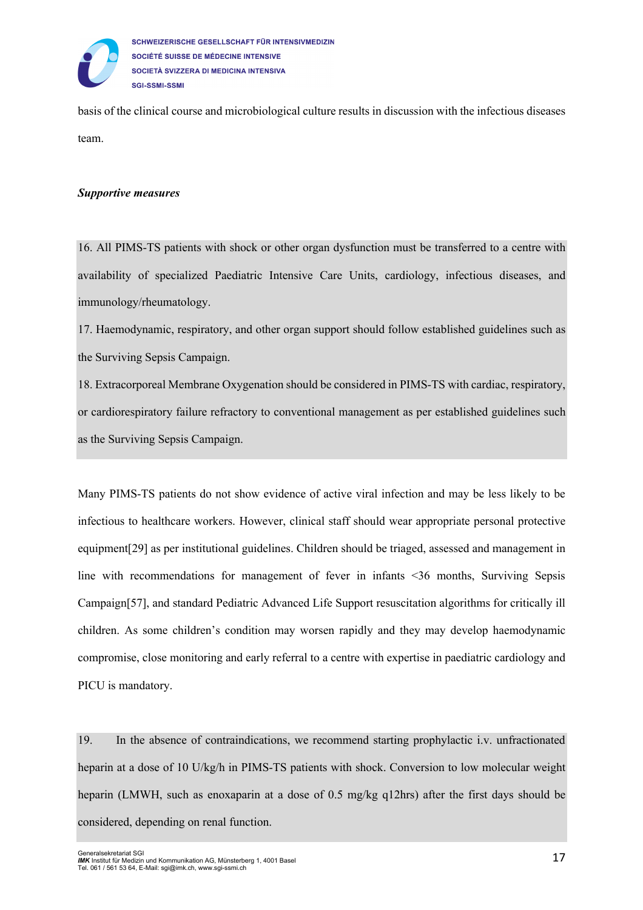basis of the clinical course and microbiological culture results in discussion with the infectious diseases team.

***Supportive measures***

16. All PIMS-TS patients with shock or other organ dysfunction must be transferred to a centre with availability of specialized Paediatric Intensive Care Units, cardiology, infectious diseases, and immunology/rheumatology.

17. Haemodynamic, respiratory, and other organ support should follow established guidelines such as the Surviving Sepsis Campaign.

18. Extracorporeal Membrane Oxygenation should be considered in PIMS-TS with cardiac, respiratory, or cardiorespiratory failure refractory to conventional management as per established guidelines such as the Surviving Sepsis Campaign.

Many PIMS-TS patients do not show evidence of active viral infection and may be less likely to be infectious to healthcare workers. However, clinical staff should wear appropriate personal protective equipment[29] as per institutional guidelines. Children should be triaged, assessed and management in line with recommendations for management of fever in infants <36 months, Surviving Sepsis Campaign[57], and standard Pediatric Advanced Life Support resuscitation algorithms for critically ill children. As some children's condition may worsen rapidly and they may develop haemodynamic compromise, close monitoring and early referral to a centre with expertise in paediatric cardiology and PICU is mandatory.

19. In the absence of contraindications, we recommend starting prophylactic i.v. unfractionated heparin at a dose of 10 U/kg/h in PIMS-TS patients with shock. Conversion to low molecular weight heparin (LMWH, such as enoxaparin at a dose of 0.5 mg/kg q12hrs) after the first days should be considered, depending on renal function.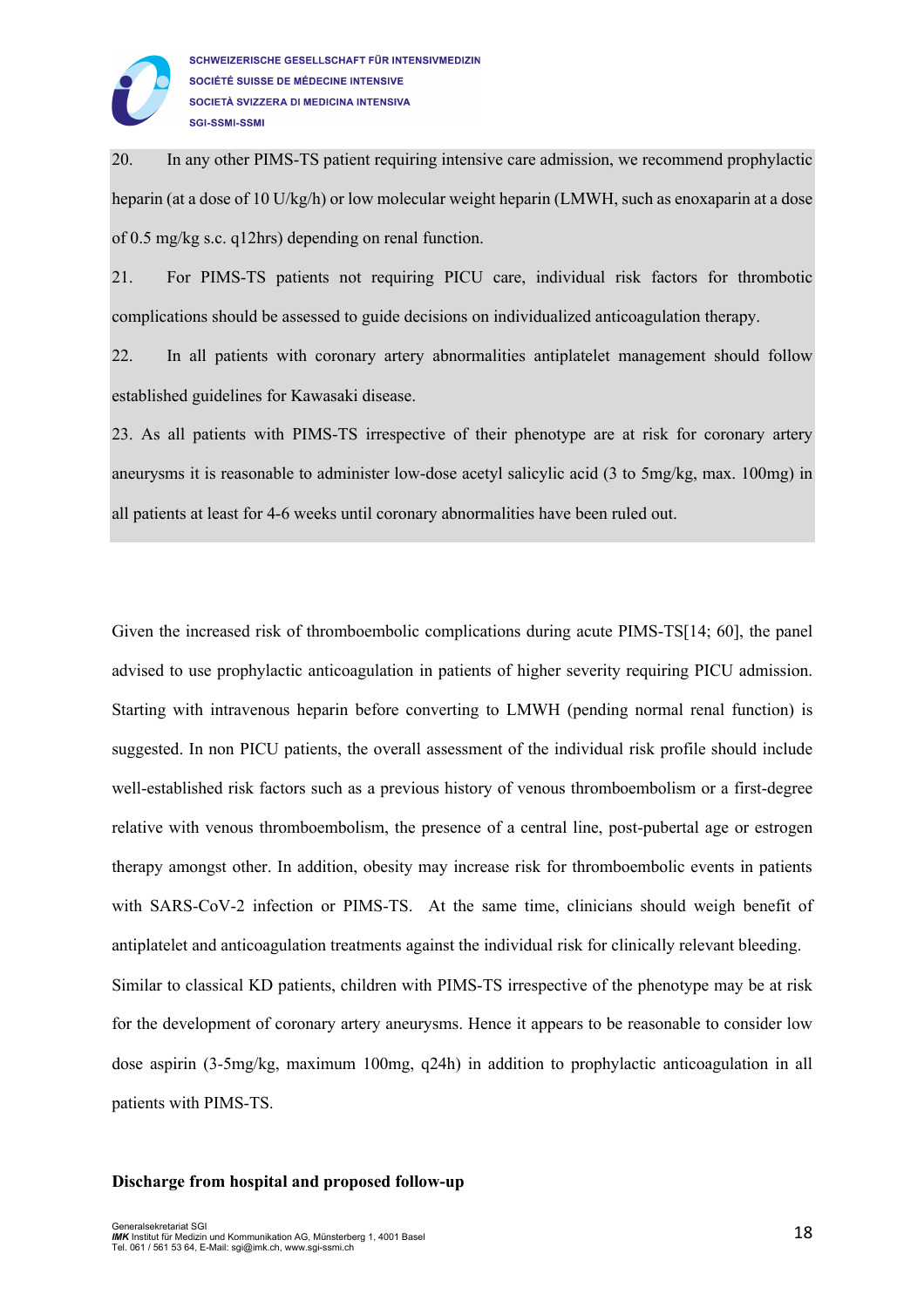20. In any other PIMS-TS patient requiring intensive care admission, we recommend prophylactic heparin (at a dose of 10 U/kg/h) or low molecular weight heparin (LMWH, such as enoxaparin at a dose of 0.5 mg/kg s.c. q12hrs) depending on renal function.

21. For PIMS-TS patients not requiring PICU care, individual risk factors for thrombotic complications should be assessed to guide decisions on individualized anticoagulation therapy.

22. In all patients with coronary artery abnormalities antiplatelet management should follow established guidelines for Kawasaki disease.

23. As all patients with PIMS-TS irrespective of their phenotype are at risk for coronary artery aneurysms it is reasonable to administer low-dose acetyl salicylic acid (3 to 5mg/kg, max. 100mg) in all patients at least for 4-6 weeks until coronary abnormalities have been ruled out.

Given the increased risk of thromboembolic complications during acute PIMS-TS[14; 60], the panel advised to use prophylactic anticoagulation in patients of higher severity requiring PICU admission. Starting with intravenous heparin before converting to LMWH (pending normal renal function) is suggested. In non PICU patients, the overall assessment of the individual risk profile should include well-established risk factors such as a previous history of venous thromboembolism or a first-degree relative with venous thromboembolism, the presence of a central line, post-pubertal age or estrogen therapy amongst other. In addition, obesity may increase risk for thromboembolic events in patients with SARS-CoV-2 infection or PIMS-TS. At the same time, clinicians should weigh benefit of antiplatelet and anticoagulation treatments against the individual risk for clinically relevant bleeding.

Similar to classical KD patients, children with PIMS-TS irrespective of the phenotype may be at risk for the development of coronary artery aneurysms. Hence it appears to be reasonable to consider low dose aspirin (3-5mg/kg, maximum 100mg, q24h) in addition to prophylactic anticoagulation in all patients with PIMS-TS.

**Discharge from hospital and proposed follow-up**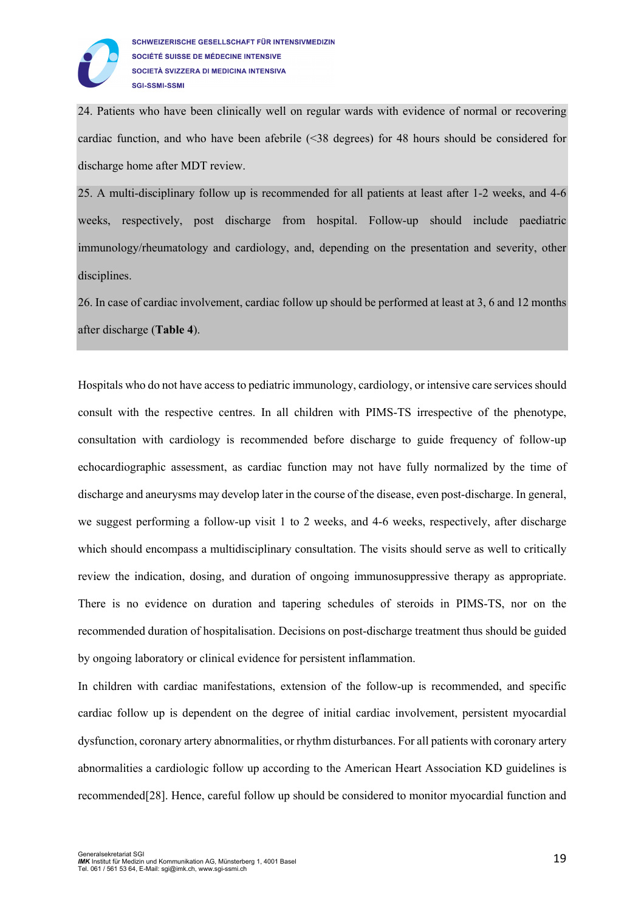24. Patients who have been clinically well on regular wards with evidence of normal or recovering cardiac function, and who have been afebrile (<38 degrees) for 48 hours should be considered for discharge home after MDT review.

25. A multi-disciplinary follow up is recommended for all patients at least after 1-2 weeks, and 4-6 weeks, respectively, post discharge from hospital. Follow-up should include paediatric immunology/rheumatology and cardiology, and, depending on the presentation and severity, other disciplines.

26. In case of cardiac involvement, cardiac follow up should be performed at least at 3, 6 and 12 months after discharge (**Table 4**).

Hospitals who do not have access to pediatric immunology, cardiology, or intensive care services should consult with the respective centres. In all children with PIMS-TS irrespective of the phenotype, consultation with cardiology is recommended before discharge to guide frequency of follow-up echocardiographic assessment, as cardiac function may not have fully normalized by the time of discharge and aneurysms may develop later in the course of the disease, even post-discharge. In general, we suggest performing a follow-up visit 1 to 2 weeks, and 4-6 weeks, respectively, after discharge which should encompass a multidisciplinary consultation. The visits should serve as well to critically review the indication, dosing, and duration of ongoing immunosuppressive therapy as appropriate. There is no evidence on duration and tapering schedules of steroids in PIMS-TS, nor on the recommended duration of hospitalisation. Decisions on post-discharge treatment thus should be guided by ongoing laboratory or clinical evidence for persistent inflammation.

In children with cardiac manifestations, extension of the follow-up is recommended, and specific cardiac follow up is dependent on the degree of initial cardiac involvement, persistent myocardial dysfunction, coronary artery abnormalities, or rhythm disturbances. For all patients with coronary artery abnormalities a cardiologic follow up according to the American Heart Association KD guidelines is recommended[28]. Hence, careful follow up should be considered to monitor myocardial function and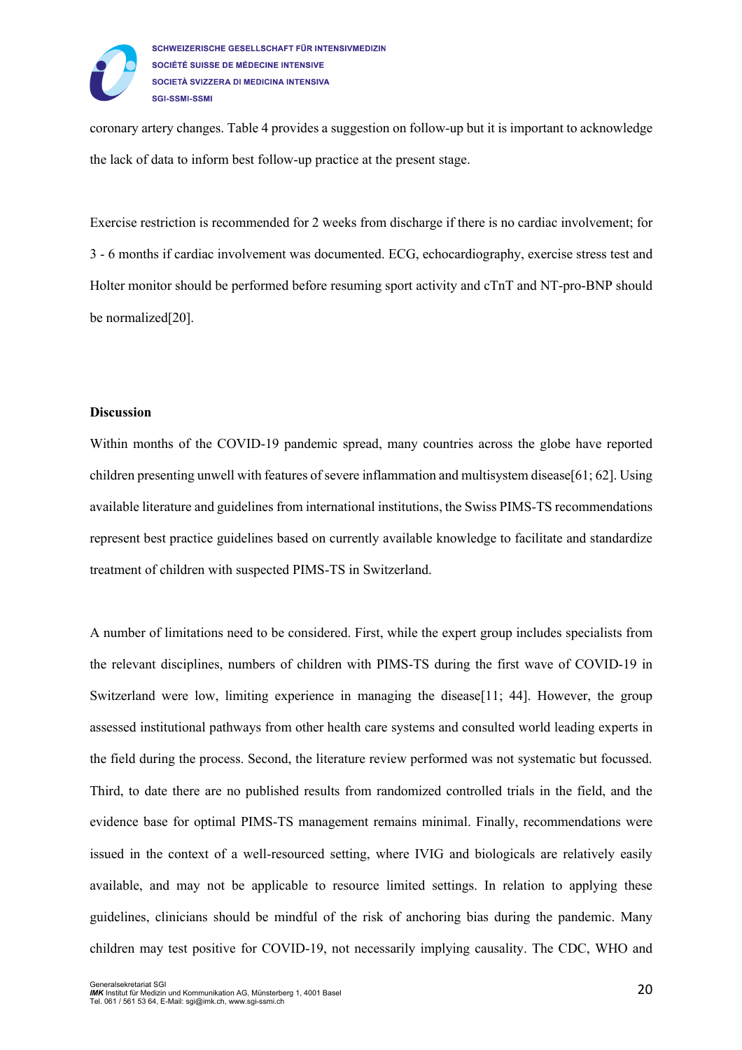coronary artery changes. Table 4 provides a suggestion on follow-up but it is important to acknowledge the lack of data to inform best follow-up practice at the present stage.

Exercise restriction is recommended for 2 weeks from discharge if there is no cardiac involvement; for 3 - 6 months if cardiac involvement was documented. ECG, echocardiography, exercise stress test and Holter monitor should be performed before resuming sport activity and cTnT and NT-pro-BNP should be normalized[20].

**Discussion**

Within months of the COVID-19 pandemic spread, many countries across the globe have reported children presenting unwell with features of severe inflammation and multisystem disease[61; 62]. Using available literature and guidelines from international institutions, the Swiss PIMS-TS recommendations represent best practice guidelines based on currently available knowledge to facilitate and standardize treatment of children with suspected PIMS-TS in Switzerland.

A number of limitations need to be considered. First, while the expert group includes specialists from the relevant disciplines, numbers of children with PIMS-TS during the first wave of COVID-19 in Switzerland were low, limiting experience in managing the disease[11; 44]. However, the group assessed institutional pathways from other health care systems and consulted world leading experts in the field during the process. Second, the literature review performed was not systematic but focussed. Third, to date there are no published results from randomized controlled trials in the field, and the evidence base for optimal PIMS-TS management remains minimal. Finally, recommendations were issued in the context of a well-resourced setting, where IVIG and biologicals are relatively easily available, and may not be applicable to resource limited settings. In relation to applying these guidelines, clinicians should be mindful of the risk of anchoring bias during the pandemic. Many children may test positive for COVID-19, not necessarily implying causality. The CDC, WHO and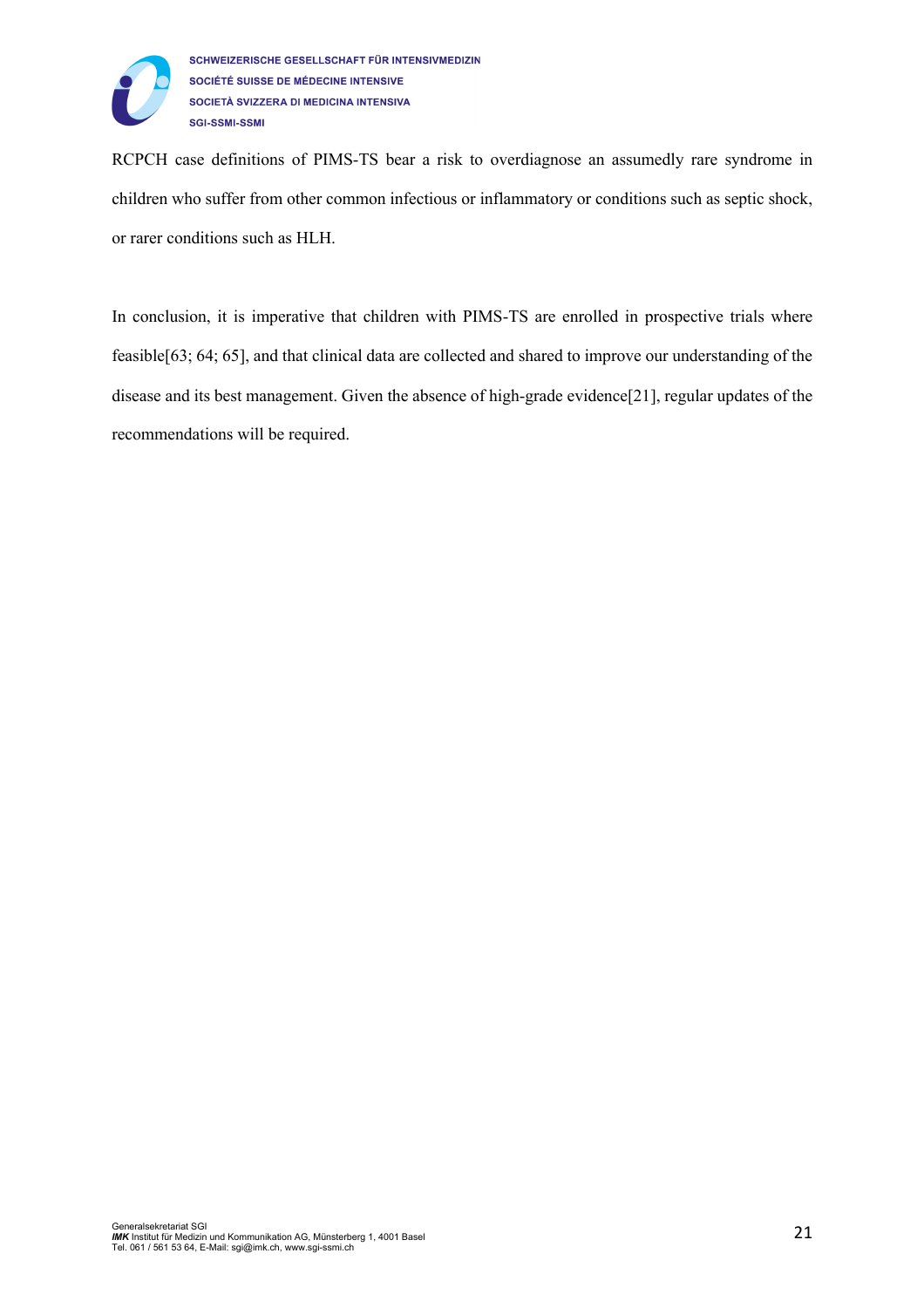RCPCH case definitions of PIMS-TS bear a risk to overdiagnose an assumedly rare syndrome in children who suffer from other common infectious or inflammatory or conditions such as septic shock, or rarer conditions such as HLH.

In conclusion, it is imperative that children with PIMS-TS are enrolled in prospective trials where feasible[63; 64; 65], and that clinical data are collected and shared to improve our understanding of the disease and its best management. Given the absence of high-grade evidence[21], regular updates of the recommendations will be required.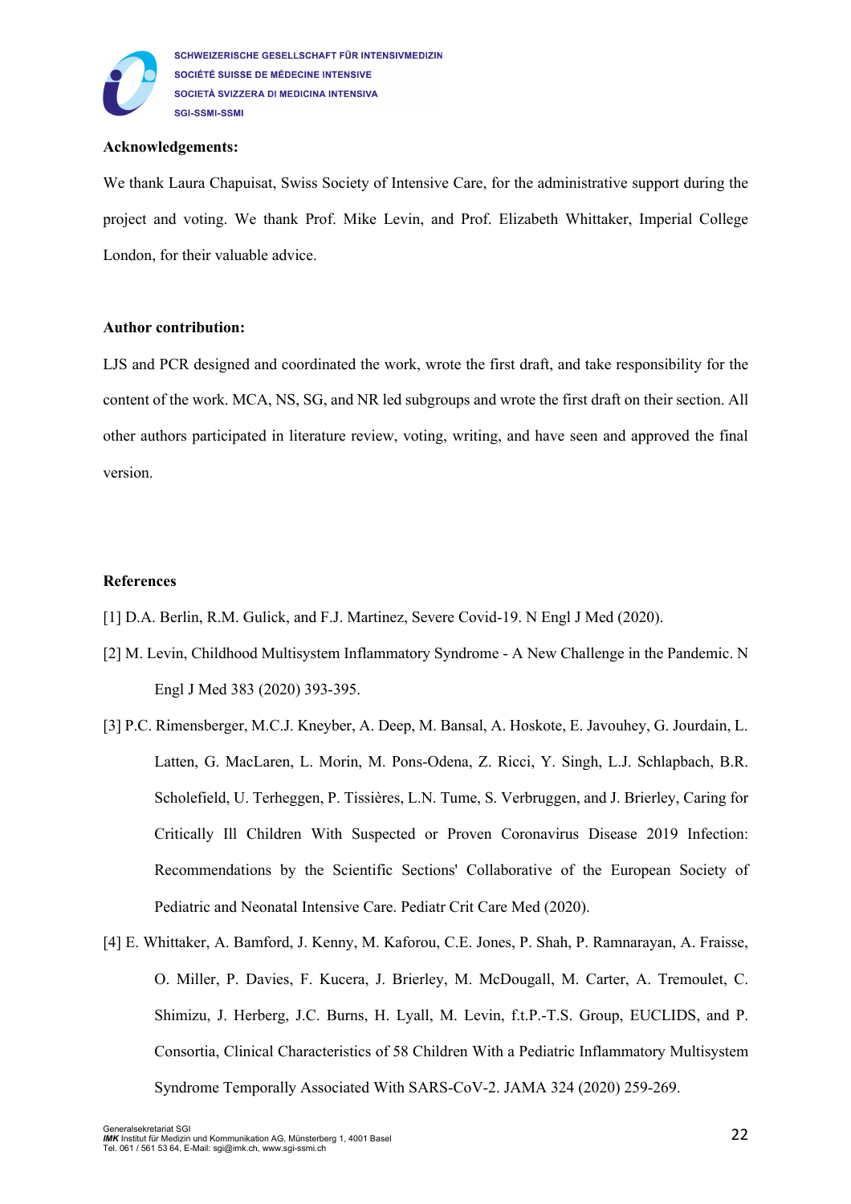**Acknowledgements:**

We thank Laura Chapuisat, Swiss Society of Intensive Care, for the administrative support during the project and voting. We thank Prof. Mike Levin, and Prof. Elizabeth Whittaker, Imperial College London, for their valuable advice.

**Author contribution:**

LJS and PCR designed and coordinated the work, wrote the first draft, and take responsibility for the content of the work. MCA, NS, SG, and NR led subgroups and wrote the first draft on their section. All other authors participated in literature review, voting, writing, and have seen and approved the final version.

**References**

[1] D.A. Berlin, R.M. Gulick, and F.J. Martinez, Severe Covid-19. N Engl J Med (2020).

[2] M. Levin, Childhood Multisystem Inflammatory Syndrome - A New Challenge in the Pandemic. N Engl J Med 383 (2020) 393-395.

[3] P.C. Rimensberger, M.C.J. Kneyber, A. Deep, M. Bansal, A. Hoskote, E. Javouhey, G. Jourdain, L. Latten, G. MacLaren, L. Morin, M. Pons-Odena, Z. Ricci, Y. Singh, L.J. Schlapbach, B.R. Scholefield, U. Terheggen, P. Tissières, L.N. Tume, S. Verbruggen, and J. Brierley, Caring for Critically Ill Children With Suspected or Proven Coronavirus Disease 2019 Infection: Recommendations by the Scientific Sections' Collaborative of the European Society of Pediatric and Neonatal Intensive Care. Pediatr Crit Care Med (2020).

[4] E. Whittaker, A. Bamford, J. Kenny, M. Kaforou, C.E. Jones, P. Shah, P. Ramnarayan, A. Fraisse, O. Miller, P. Davies, F. Kucera, J. Brierley, M. McDougall, M. Carter, A. Tremoulet, C. Shimizu, J. Herberg, J.C. Burns, H. Lyall, M. Levin, f.t.P.-T.S. Group, EUCLIDS, and P. Consortia, Clinical Characteristics of 58 Children With a Pediatric Inflammatory Multisystem Syndrome Temporally Associated With SARS-CoV-2. JAMA 324 (2020) 259-269.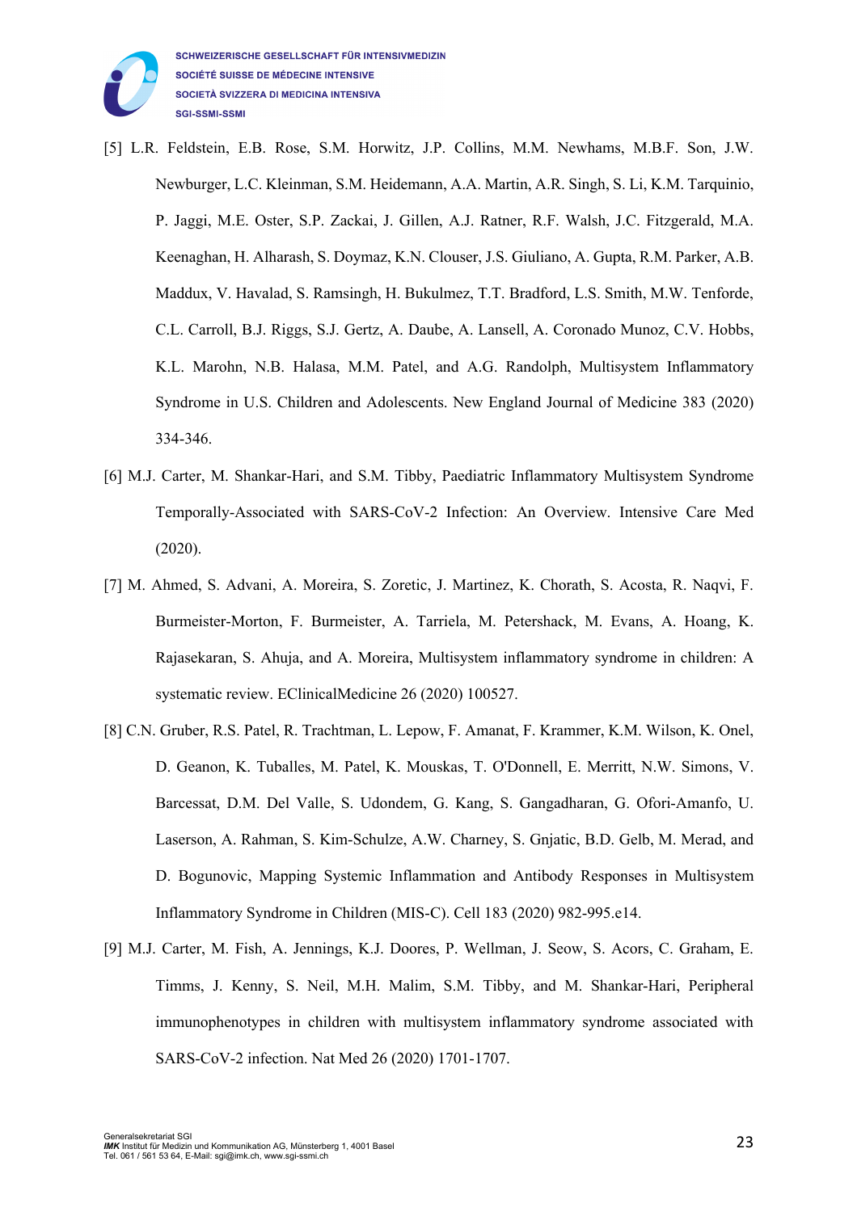[5] L.R. Feldstein, E.B. Rose, S.M. Horwitz, J.P. Collins, M.M. Newhams, M.B.F. Son, J.W. Newburger, L.C. Kleinman, S.M. Heidemann, A.A. Martin, A.R. Singh, S. Li, K.M. Tarquinio, P. Jaggi, M.E. Oster, S.P. Zackai, J. Gillen, A.J. Ratner, R.F. Walsh, J.C. Fitzgerald, M.A. Keenaghan, H. Alharash, S. Doymaz, K.N. Clouser, J.S. Giuliano, A. Gupta, R.M. Parker, A.B. Maddux, V. Havalad, S. Ramsingh, H. Bukulmez, T.T. Bradford, L.S. Smith, M.W. Tenforde, C.L. Carroll, B.J. Riggs, S.J. Gertz, A. Daube, A. Lansell, A. Coronado Munoz, C.V. Hobbs, K.L. Marohn, N.B. Halasa, M.M. Patel, and A.G. Randolph, Multisystem Inflammatory Syndrome in U.S. Children and Adolescents. New England Journal of Medicine 383 (2020) 334-346.

[6] M.J. Carter, M. Shankar-Hari, and S.M. Tibby, Paediatric Inflammatory Multisystem Syndrome Temporally-Associated with SARS-CoV-2 Infection: An Overview. Intensive Care Med (2020).

[7] M. Ahmed, S. Advani, A. Moreira, S. Zoretic, J. Martinez, K. Chorath, S. Acosta, R. Naqvi, F. Burmeister-Morton, F. Burmeister, A. Tarriela, M. Petershack, M. Evans, A. Hoang, K. Rajasekaran, S. Ahuja, and A. Moreira, Multisystem inflammatory syndrome in children: A systematic review. EClinicalMedicine 26 (2020) 100527.

[8] C.N. Gruber, R.S. Patel, R. Trachtman, L. Lepow, F. Amanat, F. Krammer, K.M. Wilson, K. Onel, D. Geanon, K. Tuballes, M. Patel, K. Mouskas, T. O'Donnell, E. Merritt, N.W. Simons, V. Barcessat, D.M. Del Valle, S. Udondem, G. Kang, S. Gangadharan, G. Ofori-Amanfo, U. Laserson, A. Rahman, S. Kim-Schulze, A.W. Charney, S. Gnjatic, B.D. Gelb, M. Merad, and D. Bogunovic, Mapping Systemic Inflammation and Antibody Responses in Multisystem Inflammatory Syndrome in Children (MIS-C). Cell 183 (2020) 982-995.e14.

[9] M.J. Carter, M. Fish, A. Jennings, K.J. Doores, P. Wellman, J. Seow, S. Acors, C. Graham, E. Timms, J. Kenny, S. Neil, M.H. Malim, S.M. Tibby, and M. Shankar-Hari, Peripheral immunophenotypes in children with multisystem inflammatory syndrome associated with SARS-CoV-2 infection. Nat Med 26 (2020) 1701-1707.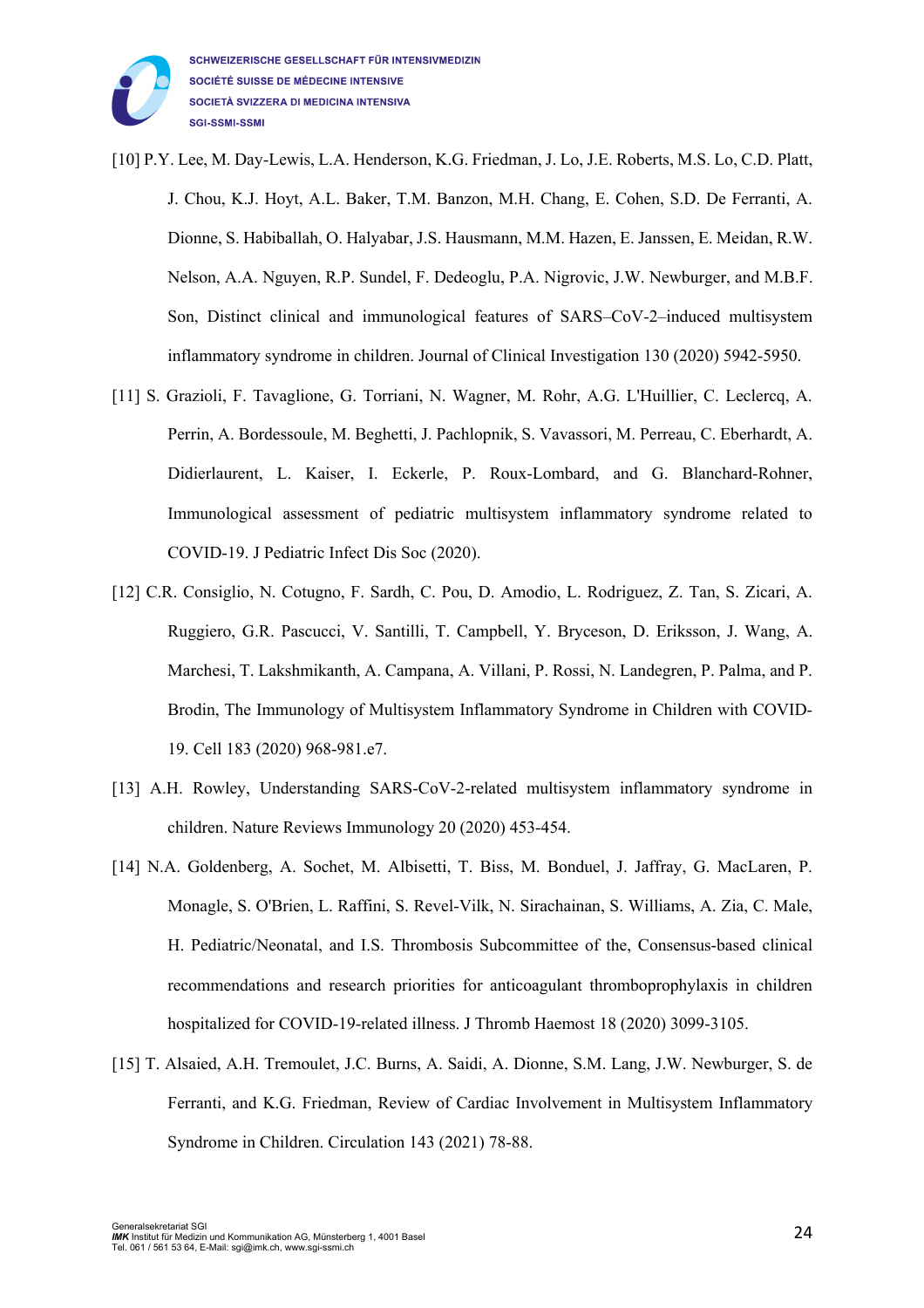[10] P.Y. Lee, M. Day-Lewis, L.A. Henderson, K.G. Friedman, J. Lo, J.E. Roberts, M.S. Lo, C.D. Platt, J. Chou, K.J. Hoyt, A.L. Baker, T.M. Banzon, M.H. Chang, E. Cohen, S.D. De Ferranti, A. Dionne, S. Habiballah, O. Halyabar, J.S. Hausmann, M.M. Hazen, E. Janssen, E. Meidan, R.W. Nelson, A.A. Nguyen, R.P. Sundel, F. Dedeoglu, P.A. Nigrovic, J.W. Newburger, and M.B.F. Son, Distinct clinical and immunological features of SARS–CoV-2–induced multisystem inflammatory syndrome in children. Journal of Clinical Investigation 130 (2020) 5942-5950.

[11] S. Grazioli, F. Tavaglione, G. Torriani, N. Wagner, M. Rohr, A.G. L'Huillier, C. Leclercq, A. Perrin, A. Bordessoule, M. Beghetti, J. Pachlopnik, S. Vavassori, M. Perreau, C. Eberhardt, A. Didierlaurent, L. Kaiser, I. Eckerle, P. Roux-Lombard, and G. Blanchard-Rohner, Immunological assessment of pediatric multisystem inflammatory syndrome related to COVID-19. J Pediatric Infect Dis Soc (2020).

[12] C.R. Consiglio, N. Cotugno, F. Sardh, C. Pou, D. Amodio, L. Rodriguez, Z. Tan, S. Zicari, A. Ruggiero, G.R. Pascucci, V. Santilli, T. Campbell, Y. Bryceson, D. Eriksson, J. Wang, A. Marchesi, T. Lakshmikanth, A. Campana, A. Villani, P. Rossi, N. Landegren, P. Palma, and P. Brodin, The Immunology of Multisystem Inflammatory Syndrome in Children with COVID-19. Cell 183 (2020) 968-981.e7.

[13] A.H. Rowley, Understanding SARS-CoV-2-related multisystem inflammatory syndrome in children. Nature Reviews Immunology 20 (2020) 453-454.

[14] N.A. Goldenberg, A. Sochet, M. Albisetti, T. Biss, M. Bonduel, J. Jaffray, G. MacLaren, P. Monagle, S. O'Brien, L. Raffini, S. Revel-Vilk, N. Sirachainan, S. Williams, A. Zia, C. Male, H. Pediatric/Neonatal, and I.S. Thrombosis Subcommittee of the, Consensus-based clinical recommendations and research priorities for anticoagulant thromboprophylaxis in children hospitalized for COVID-19-related illness. J Thromb Haemost 18 (2020) 3099-3105.

[15] T. Alsaied, A.H. Tremoulet, J.C. Burns, A. Saidi, A. Dionne, S.M. Lang, J.W. Newburger, S. de Ferranti, and K.G. Friedman, Review of Cardiac Involvement in Multisystem Inflammatory Syndrome in Children. Circulation 143 (2021) 78-88.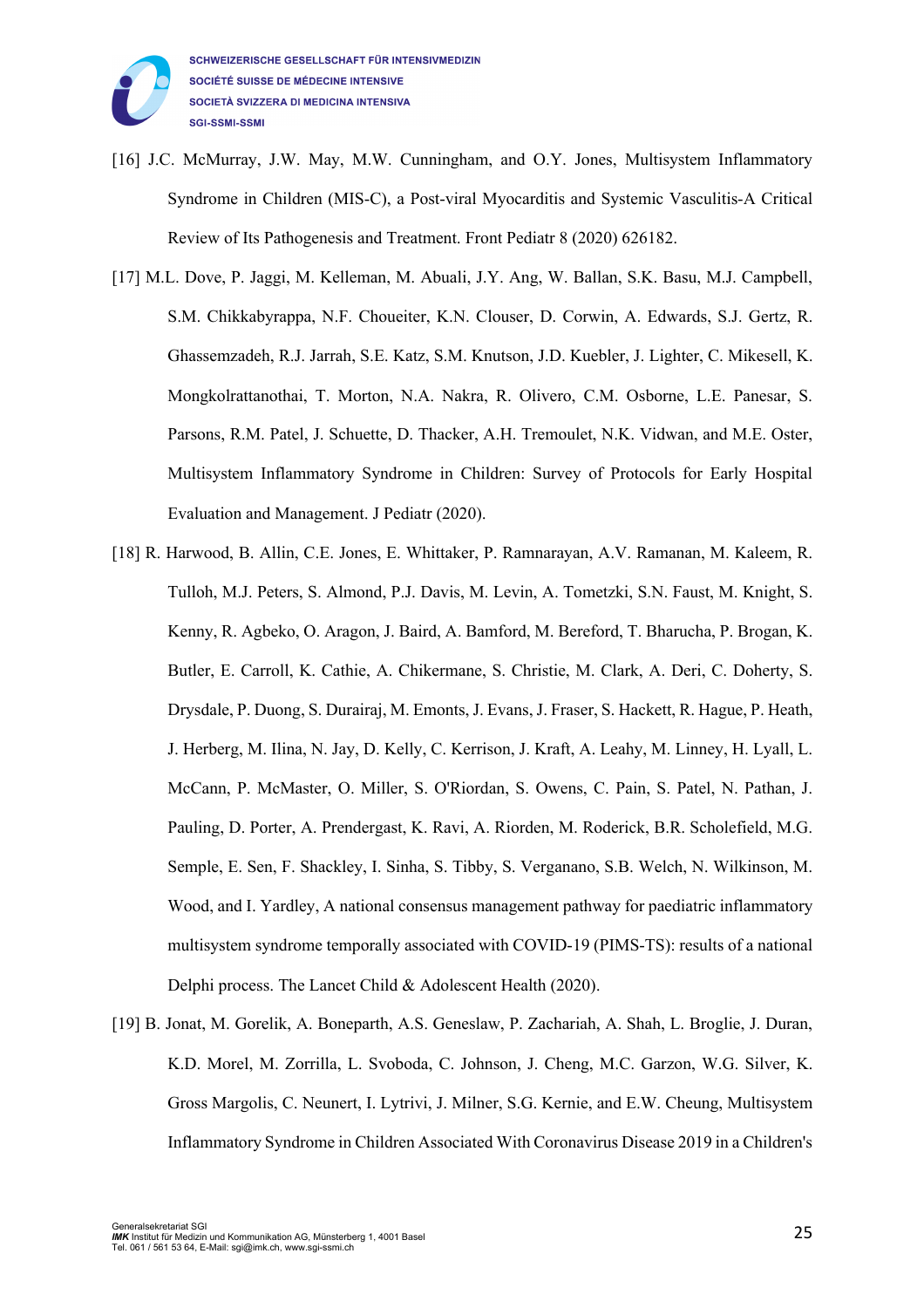[16] J.C. McMurray, J.W. May, M.W. Cunningham, and O.Y. Jones, Multisystem Inflammatory Syndrome in Children (MIS-C), a Post-viral Myocarditis and Systemic Vasculitis-A Critical Review of Its Pathogenesis and Treatment. Front Pediatr 8 (2020) 626182.

[17] M.L. Dove, P. Jaggi, M. Kelleman, M. Abuali, J.Y. Ang, W. Ballan, S.K. Basu, M.J. Campbell, S.M. Chikkabyrappa, N.F. Choueiter, K.N. Clouser, D. Corwin, A. Edwards, S.J. Gertz, R. Ghassemzadeh, R.J. Jarrah, S.E. Katz, S.M. Knutson, J.D. Kuebler, J. Lighter, C. Mikesell, K. Mongkolrattanothai, T. Morton, N.A. Nakra, R. Olivero, C.M. Osborne, L.E. Panesar, S. Parsons, R.M. Patel, J. Schuette, D. Thacker, A.H. Tremoulet, N.K. Vidwan, and M.E. Oster, Multisystem Inflammatory Syndrome in Children: Survey of Protocols for Early Hospital Evaluation and Management. J Pediatr (2020).

[18] R. Harwood, B. Allin, C.E. Jones, E. Whittaker, P. Ramnarayan, A.V. Ramanan, M. Kaleem, R. Tulloh, M.J. Peters, S. Almond, P.J. Davis, M. Levin, A. Tometzki, S.N. Faust, M. Knight, S. Kenny, R. Agbeko, O. Aragon, J. Baird, A. Bamford, M. Bereford, T. Bharucha, P. Brogan, K. Butler, E. Carroll, K. Cathie, A. Chikermane, S. Christie, M. Clark, A. Deri, C. Doherty, S. Drysdale, P. Duong, S. Durairaj, M. Emonts, J. Evans, J. Fraser, S. Hackett, R. Hague, P. Heath, J. Herberg, M. Ilina, N. Jay, D. Kelly, C. Kerrison, J. Kraft, A. Leahy, M. Linney, H. Lyall, L. McCann, P. McMaster, O. Miller, S. O'Riordan, S. Owens, C. Pain, S. Patel, N. Pathan, J. Pauling, D. Porter, A. Prendergast, K. Ravi, A. Riorden, M. Roderick, B.R. Scholefield, M.G. Semple, E. Sen, F. Shackley, I. Sinha, S. Tibby, S. Verganano, S.B. Welch, N. Wilkinson, M. Wood, and I. Yardley, A national consensus management pathway for paediatric inflammatory multisystem syndrome temporally associated with COVID-19 (PIMS-TS): results of a national Delphi process. The Lancet Child & Adolescent Health (2020).

[19] B. Jonat, M. Gorelik, A. Boneparth, A.S. Geneslaw, P. Zachariah, A. Shah, L. Broglie, J. Duran, K.D. Morel, M. Zorrilla, L. Svoboda, C. Johnson, J. Cheng, M.C. Garzon, W.G. Silver, K. Gross Margolis, C. Neunert, I. Lytrivi, J. Milner, S.G. Kernie, and E.W. Cheung, Multisystem Inflammatory Syndrome in Children Associated With Coronavirus Disease 2019 in a Children's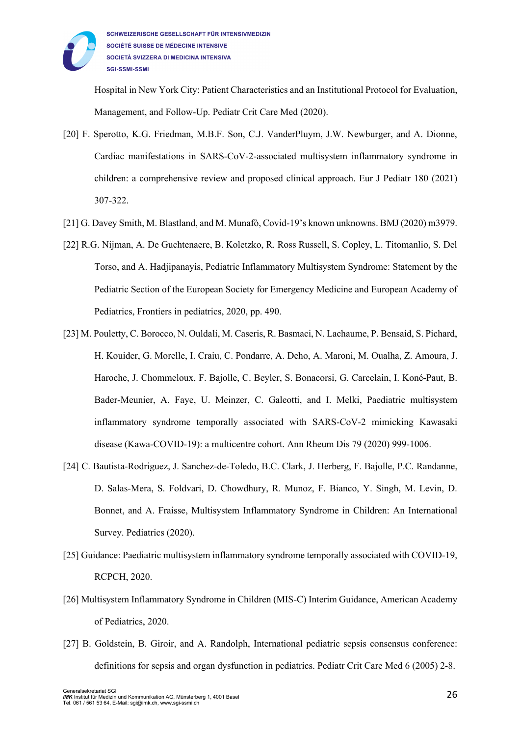Hospital in New York City: Patient Characteristics and an Institutional Protocol for Evaluation, Management, and Follow-Up. Pediatr Crit Care Med (2020).

[20] F. Sperotto, K.G. Friedman, M.B.F. Son, C.J. VanderPluym, J.W. Newburger, and A. Dionne, Cardiac manifestations in SARS-CoV-2-associated multisystem inflammatory syndrome in children: a comprehensive review and proposed clinical approach. Eur J Pediatr 180 (2021) 307-322.

[21] G. Davey Smith, M. Blastland, and M. Munafò, Covid-19's known unknowns. BMJ (2020) m3979.

[22] R.G. Nijman, A. De Guchtenaere, B. Koletzko, R. Ross Russell, S. Copley, L. Titomanlio, S. Del Torso, and A. Hadjipanayis, Pediatric Inflammatory Multisystem Syndrome: Statement by the Pediatric Section of the European Society for Emergency Medicine and European Academy of Pediatrics, Frontiers in pediatrics, 2020, pp. 490.

[23] M. Pouletty, C. Borocco, N. Ouldali, M. Caseris, R. Basmaci, N. Lachaume, P. Bensaid, S. Pichard, H. Kouider, G. Morelle, I. Craiu, C. Pondarre, A. Deho, A. Maroni, M. Oualha, Z. Amoura, J. Haroche, J. Chommeloux, F. Bajolle, C. Beyler, S. Bonacorsi, G. Carcelain, I. Koné-Paut, B. Bader-Meunier, A. Faye, U. Meinzer, C. Galeotti, and I. Melki, Paediatric multisystem inflammatory syndrome temporally associated with SARS-CoV-2 mimicking Kawasaki disease (Kawa-COVID-19): a multicentre cohort. Ann Rheum Dis 79 (2020) 999-1006.

[24] C. Bautista-Rodriguez, J. Sanchez-de-Toledo, B.C. Clark, J. Herberg, F. Bajolle, P.C. Randanne, D. Salas-Mera, S. Foldvari, D. Chowdhury, R. Munoz, F. Bianco, Y. Singh, M. Levin, D. Bonnet, and A. Fraisse, Multisystem Inflammatory Syndrome in Children: An International Survey. Pediatrics (2020).

[25] Guidance: Paediatric multisystem inflammatory syndrome temporally associated with COVID-19, RCPCH, 2020.

[26] Multisystem Inflammatory Syndrome in Children (MIS-C) Interim Guidance, American Academy of Pediatrics, 2020.

[27] B. Goldstein, B. Giroir, and A. Randolph, International pediatric sepsis consensus conference: definitions for sepsis and organ dysfunction in pediatrics. Pediatr Crit Care Med 6 (2005) 2-8.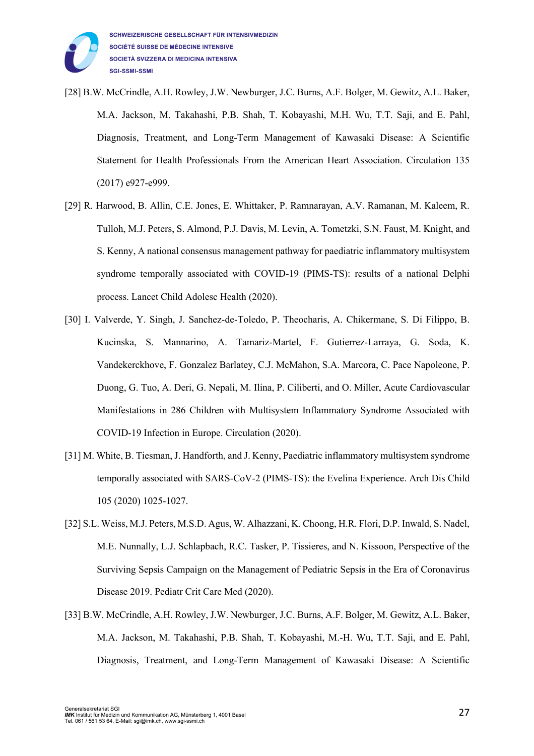[28] B.W. McCrindle, A.H. Rowley, J.W. Newburger, J.C. Burns, A.F. Bolger, M. Gewitz, A.L. Baker, M.A. Jackson, M. Takahashi, P.B. Shah, T. Kobayashi, M.H. Wu, T.T. Saji, and E. Pahl, Diagnosis, Treatment, and Long-Term Management of Kawasaki Disease: A Scientific Statement for Health Professionals From the American Heart Association. Circulation 135 (2017) e927-e999.

[29] R. Harwood, B. Allin, C.E. Jones, E. Whittaker, P. Ramnarayan, A.V. Ramanan, M. Kaleem, R. Tulloh, M.J. Peters, S. Almond, P.J. Davis, M. Levin, A. Tometzki, S.N. Faust, M. Knight, and S. Kenny, A national consensus management pathway for paediatric inflammatory multisystem syndrome temporally associated with COVID-19 (PIMS-TS): results of a national Delphi process. Lancet Child Adolesc Health (2020).

[30] I. Valverde, Y. Singh, J. Sanchez-de-Toledo, P. Theocharis, A. Chikermane, S. Di Filippo, B. Kucinska, S. Mannarino, A. Tamariz-Martel, F. Gutierrez-Larraya, G. Soda, K. Vandekerckhove, F. Gonzalez Barlatey, C.J. McMahon, S.A. Marcora, C. Pace Napoleone, P. Duong, G. Tuo, A. Deri, G. Nepali, M. Ilina, P. Ciliberti, and O. Miller, Acute Cardiovascular Manifestations in 286 Children with Multisystem Inflammatory Syndrome Associated with COVID-19 Infection in Europe. Circulation (2020).

[31] M. White, B. Tiesman, J. Handforth, and J. Kenny, Paediatric inflammatory multisystem syndrome temporally associated with SARS-CoV-2 (PIMS-TS): the Evelina Experience. Arch Dis Child 105 (2020) 1025-1027.

[32] S.L. Weiss, M.J. Peters, M.S.D. Agus, W. Alhazzani, K. Choong, H.R. Flori, D.P. Inwald, S. Nadel, M.E. Nunnally, L.J. Schlapbach, R.C. Tasker, P. Tissieres, and N. Kissoon, Perspective of the Surviving Sepsis Campaign on the Management of Pediatric Sepsis in the Era of Coronavirus Disease 2019. Pediatr Crit Care Med (2020).

[33] B.W. McCrindle, A.H. Rowley, J.W. Newburger, J.C. Burns, A.F. Bolger, M. Gewitz, A.L. Baker, M.A. Jackson, M. Takahashi, P.B. Shah, T. Kobayashi, M.-H. Wu, T.T. Saji, and E. Pahl, Diagnosis, Treatment, and Long-Term Management of Kawasaki Disease: A Scientific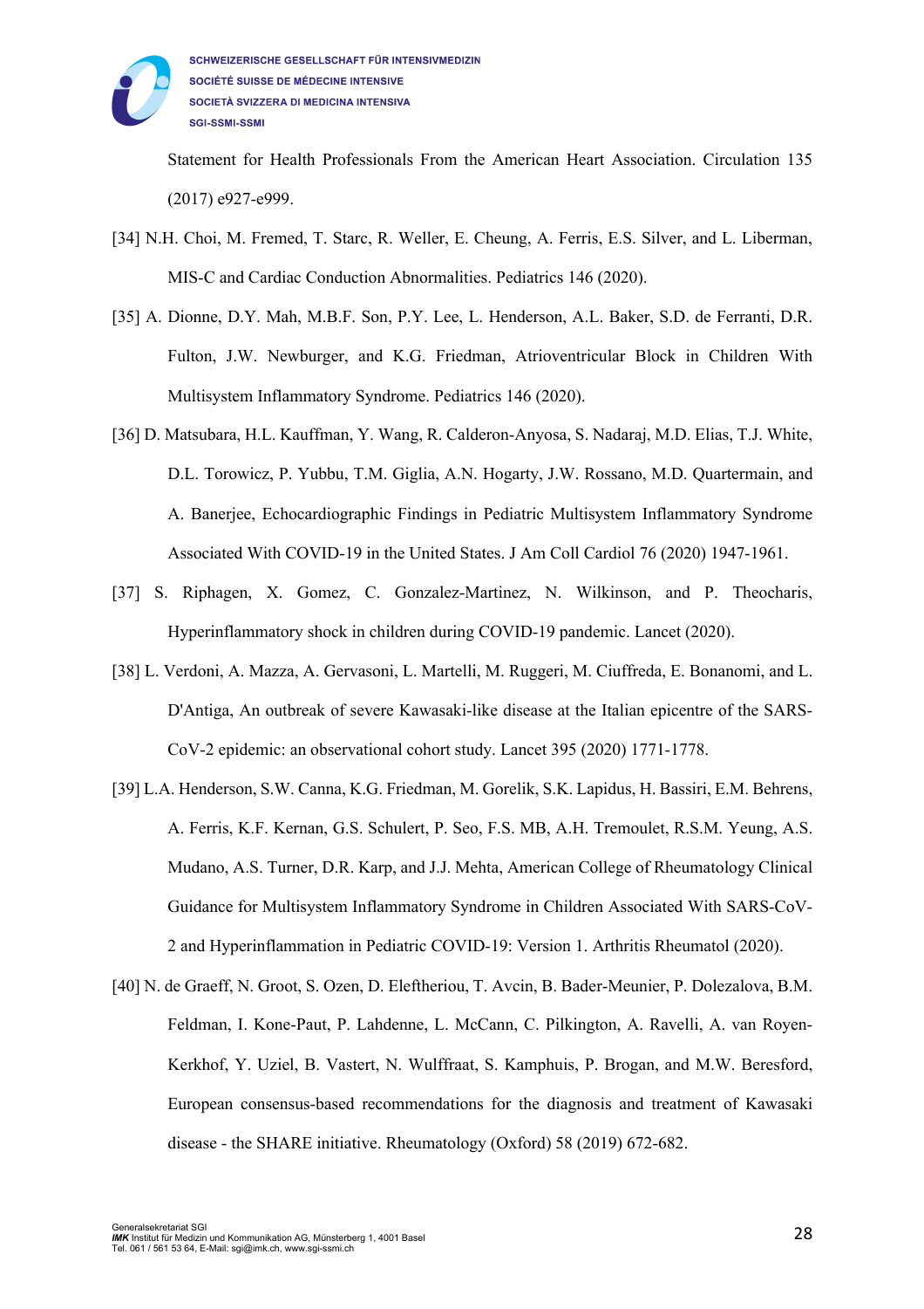Statement for Health Professionals From the American Heart Association. Circulation 135 (2017) e927-e999.

[34] N.H. Choi, M. Fremed, T. Starc, R. Weller, E. Cheung, A. Ferris, E.S. Silver, and L. Liberman, MIS-C and Cardiac Conduction Abnormalities. Pediatrics 146 (2020).

[35] A. Dionne, D.Y. Mah, M.B.F. Son, P.Y. Lee, L. Henderson, A.L. Baker, S.D. de Ferranti, D.R. Fulton, J.W. Newburger, and K.G. Friedman, Atrioventricular Block in Children With Multisystem Inflammatory Syndrome. Pediatrics 146 (2020).

[36] D. Matsubara, H.L. Kauffman, Y. Wang, R. Calderon-Anyosa, S. Nadaraj, M.D. Elias, T.J. White, D.L. Torowicz, P. Yubbu, T.M. Giglia, A.N. Hogarty, J.W. Rossano, M.D. Quartermain, and A. Banerjee, Echocardiographic Findings in Pediatric Multisystem Inflammatory Syndrome Associated With COVID-19 in the United States. J Am Coll Cardiol 76 (2020) 1947-1961.

[37] S. Riphagen, X. Gomez, C. Gonzalez-Martinez, N. Wilkinson, and P. Theocharis, Hyperinflammatory shock in children during COVID-19 pandemic. Lancet (2020).

[38] L. Verdoni, A. Mazza, A. Gervasoni, L. Martelli, M. Ruggeri, M. Ciuffreda, E. Bonanomi, and L. D'Antiga, An outbreak of severe Kawasaki-like disease at the Italian epicentre of the SARS-CoV-2 epidemic: an observational cohort study. Lancet 395 (2020) 1771-1778.

[39] L.A. Henderson, S.W. Canna, K.G. Friedman, M. Gorelik, S.K. Lapidus, H. Bassiri, E.M. Behrens, A. Ferris, K.F. Kernan, G.S. Schulert, P. Seo, F.S. MB, A.H. Tremoulet, R.S.M. Yeung, A.S. Mudano, A.S. Turner, D.R. Karp, and J.J. Mehta, American College of Rheumatology Clinical Guidance for Multisystem Inflammatory Syndrome in Children Associated With SARS-CoV-2 and Hyperinflammation in Pediatric COVID-19: Version 1. Arthritis Rheumatol (2020).

[40] N. de Graeff, N. Groot, S. Ozen, D. Eleftheriou, T. Avcin, B. Bader-Meunier, P. Dolezalova, B.M. Feldman, I. Kone-Paut, P. Lahdenne, L. McCann, C. Pilkington, A. Ravelli, A. van Royen-Kerkhof, Y. Uziel, B. Vastert, N. Wulffraat, S. Kamphuis, P. Brogan, and M.W. Beresford, European consensus-based recommendations for the diagnosis and treatment of Kawasaki disease - the SHARE initiative. Rheumatology (Oxford) 58 (2019) 672-682.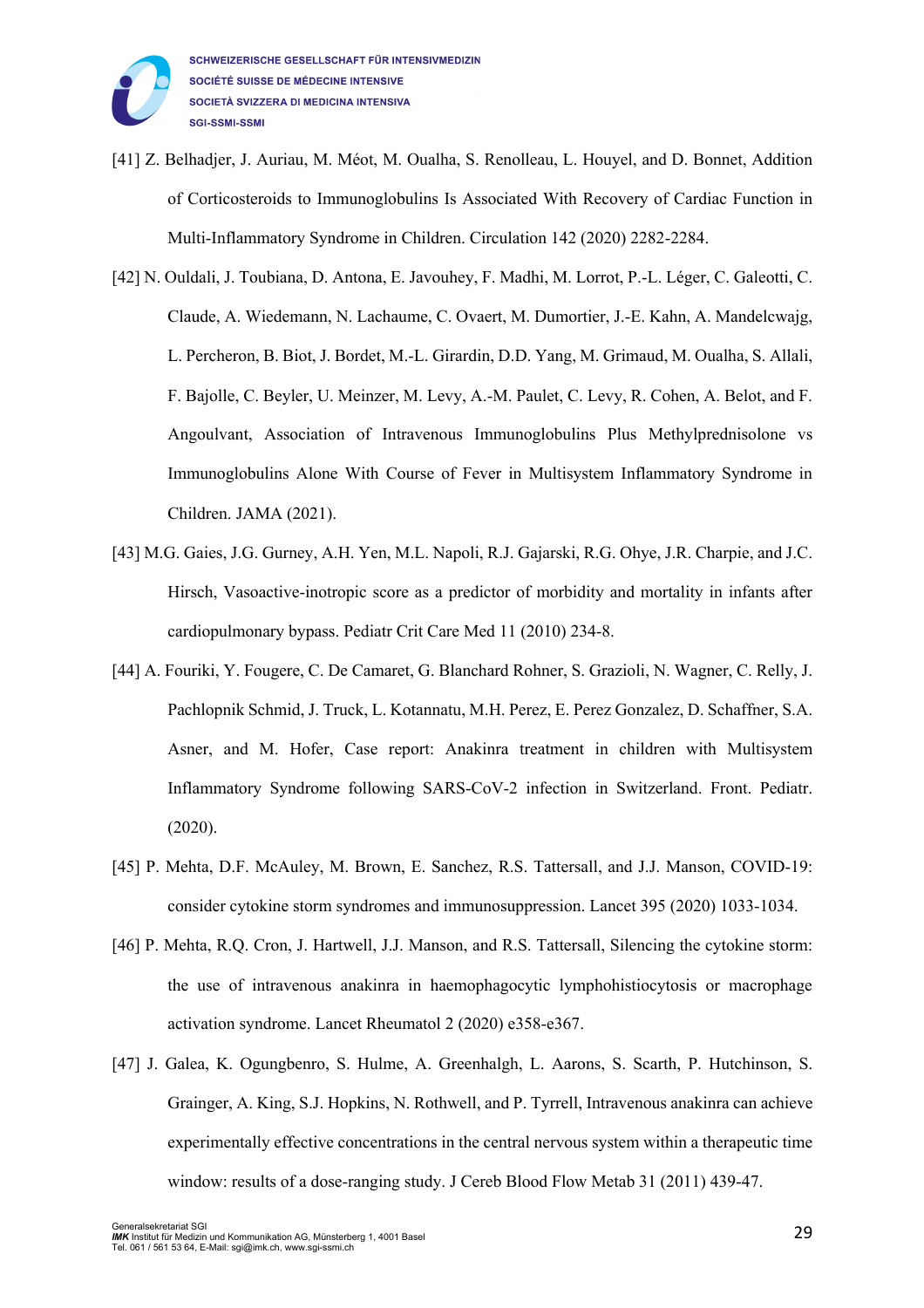[41] Z. Belhadjer, J. Auriau, M. Méot, M. Oualha, S. Renolleau, L. Houyel, and D. Bonnet, Addition of Corticosteroids to Immunoglobulins Is Associated With Recovery of Cardiac Function in Multi-Inflammatory Syndrome in Children. Circulation 142 (2020) 2282-2284.

[42] N. Ouldali, J. Toubiana, D. Antona, E. Javouhey, F. Madhi, M. Lorrot, P.-L. Léger, C. Galeotti, C. Claude, A. Wiedemann, N. Lachaume, C. Ovaert, M. Dumortier, J.-E. Kahn, A. Mandelcwajg, L. Percheron, B. Biot, J. Bordet, M.-L. Girardin, D.D. Yang, M. Grimaud, M. Oualha, S. Allali, F. Bajolle, C. Beyler, U. Meinzer, M. Levy, A.-M. Paulet, C. Levy, R. Cohen, A. Belot, and F. Angoulvant, Association of Intravenous Immunoglobulins Plus Methylprednisolone vs Immunoglobulins Alone With Course of Fever in Multisystem Inflammatory Syndrome in Children. JAMA (2021).

[43] M.G. Gaies, J.G. Gurney, A.H. Yen, M.L. Napoli, R.J. Gajarski, R.G. Ohye, J.R. Charpie, and J.C. Hirsch, Vasoactive-inotropic score as a predictor of morbidity and mortality in infants after cardiopulmonary bypass. Pediatr Crit Care Med 11 (2010) 234-8.

[44] A. Fouriki, Y. Fougere, C. De Camaret, G. Blanchard Rohner, S. Grazioli, N. Wagner, C. Relly, J. Pachlopnik Schmid, J. Truck, L. Kotannatu, M.H. Perez, E. Perez Gonzalez, D. Schaffner, S.A. Asner, and M. Hofer, Case report: Anakinra treatment in children with Multisystem Inflammatory Syndrome following SARS-CoV-2 infection in Switzerland. Front. Pediatr. (2020).

[45] P. Mehta, D.F. McAuley, M. Brown, E. Sanchez, R.S. Tattersall, and J.J. Manson, COVID-19: consider cytokine storm syndromes and immunosuppression. Lancet 395 (2020) 1033-1034.

[46] P. Mehta, R.Q. Cron, J. Hartwell, J.J. Manson, and R.S. Tattersall, Silencing the cytokine storm: the use of intravenous anakinra in haemophagocytic lymphohistiocytosis or macrophage activation syndrome. Lancet Rheumatol 2 (2020) e358-e367.

[47] J. Galea, K. Ogungbenro, S. Hulme, A. Greenhalgh, L. Aarons, S. Scarth, P. Hutchinson, S. Grainger, A. King, S.J. Hopkins, N. Rothwell, and P. Tyrrell, Intravenous anakinra can achieve experimentally effective concentrations in the central nervous system within a therapeutic time window: results of a dose-ranging study. J Cereb Blood Flow Metab 31 (2011) 439-47.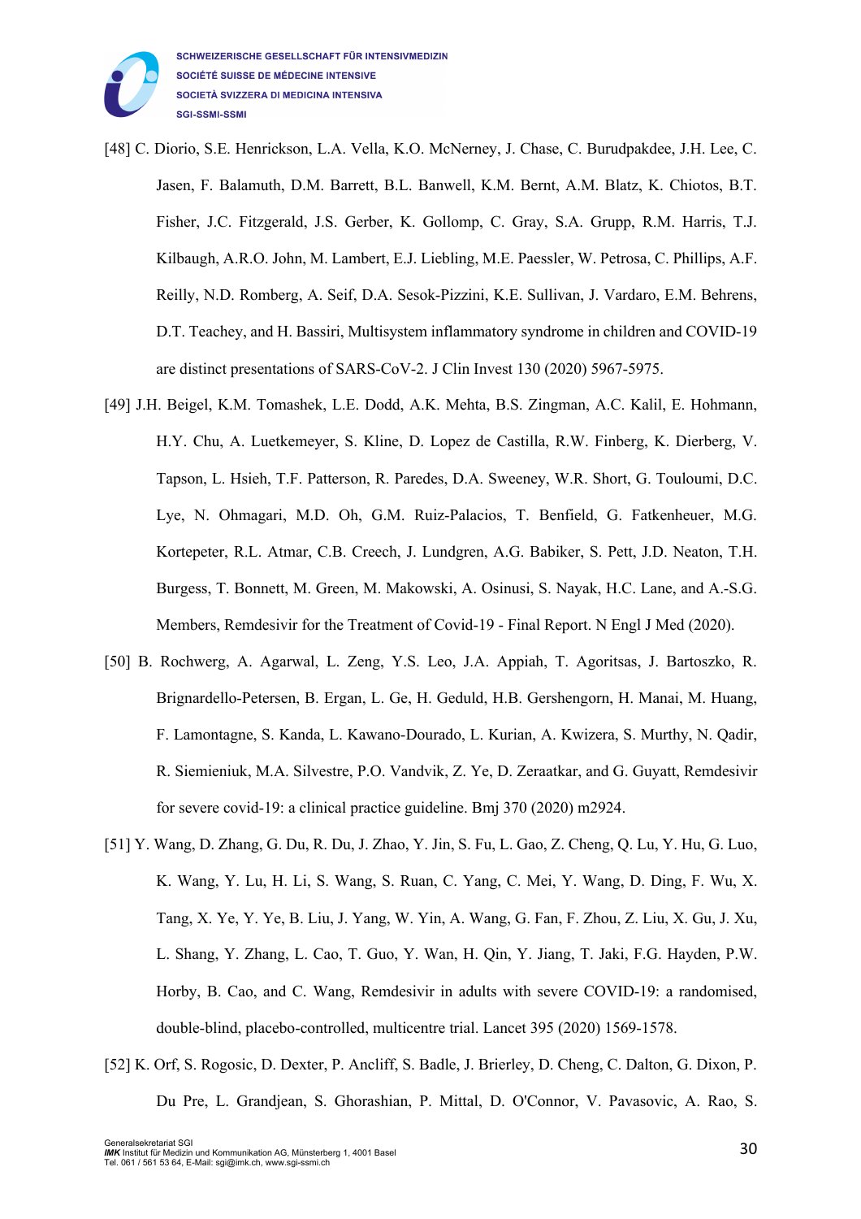[48] C. Diorio, S.E. Henrickson, L.A. Vella, K.O. McNerney, J. Chase, C. Burudpakdee, J.H. Lee, C. Jasen, F. Balamuth, D.M. Barrett, B.L. Banwell, K.M. Bernt, A.M. Blatz, K. Chiotos, B.T. Fisher, J.C. Fitzgerald, J.S. Gerber, K. Gollomp, C. Gray, S.A. Grupp, R.M. Harris, T.J. Kilbaugh, A.R.O. John, M. Lambert, E.J. Liebling, M.E. Paessler, W. Petrosa, C. Phillips, A.F. Reilly, N.D. Romberg, A. Seif, D.A. Sesok-Pizzini, K.E. Sullivan, J. Vardaro, E.M. Behrens, D.T. Teachey, and H. Bassiri, Multisystem inflammatory syndrome in children and COVID-19 are distinct presentations of SARS-CoV-2. J Clin Invest 130 (2020) 5967-5975.

[49] J.H. Beigel, K.M. Tomashek, L.E. Dodd, A.K. Mehta, B.S. Zingman, A.C. Kalil, E. Hohmann, H.Y. Chu, A. Luetkemeyer, S. Kline, D. Lopez de Castilla, R.W. Finberg, K. Dierberg, V. Tapson, L. Hsieh, T.F. Patterson, R. Paredes, D.A. Sweeney, W.R. Short, G. Touloumi, D.C. Lye, N. Ohmagari, M.D. Oh, G.M. Ruiz-Palacios, T. Benfield, G. Fatkenheuer, M.G. Kortepeter, R.L. Atmar, C.B. Creech, J. Lundgren, A.G. Babiker, S. Pett, J.D. Neaton, T.H. Burgess, T. Bonnett, M. Green, M. Makowski, A. Osinusi, S. Nayak, H.C. Lane, and A.-S.G. Members, Remdesivir for the Treatment of Covid-19 - Final Report. N Engl J Med (2020).

[50] B. Rochwerg, A. Agarwal, L. Zeng, Y.S. Leo, J.A. Appiah, T. Agoritsas, J. Bartoszko, R. Brignardello-Petersen, B. Ergan, L. Ge, H. Geduld, H.B. Gershengorn, H. Manai, M. Huang, F. Lamontagne, S. Kanda, L. Kawano-Dourado, L. Kurian, A. Kwizera, S. Murthy, N. Qadir, R. Siemieniuk, M.A. Silvestre, P.O. Vandvik, Z. Ye, D. Zeraatkar, and G. Guyatt, Remdesivir for severe covid-19: a clinical practice guideline. Bmj 370 (2020) m2924.

[51] Y. Wang, D. Zhang, G. Du, R. Du, J. Zhao, Y. Jin, S. Fu, L. Gao, Z. Cheng, Q. Lu, Y. Hu, G. Luo, K. Wang, Y. Lu, H. Li, S. Wang, S. Ruan, C. Yang, C. Mei, Y. Wang, D. Ding, F. Wu, X. Tang, X. Ye, Y. Ye, B. Liu, J. Yang, W. Yin, A. Wang, G. Fan, F. Zhou, Z. Liu, X. Gu, J. Xu, L. Shang, Y. Zhang, L. Cao, T. Guo, Y. Wan, H. Qin, Y. Jiang, T. Jaki, F.G. Hayden, P.W. Horby, B. Cao, and C. Wang, Remdesivir in adults with severe COVID-19: a randomised, double-blind, placebo-controlled, multicentre trial. Lancet 395 (2020) 1569-1578.

[52] K. Orf, S. Rogosic, D. Dexter, P. Ancliff, S. Badle, J. Brierley, D. Cheng, C. Dalton, G. Dixon, P. Du Pre, L. Grandjean, S. Ghorashian, P. Mittal, D. O'Connor, V. Pavasovic, A. Rao, S.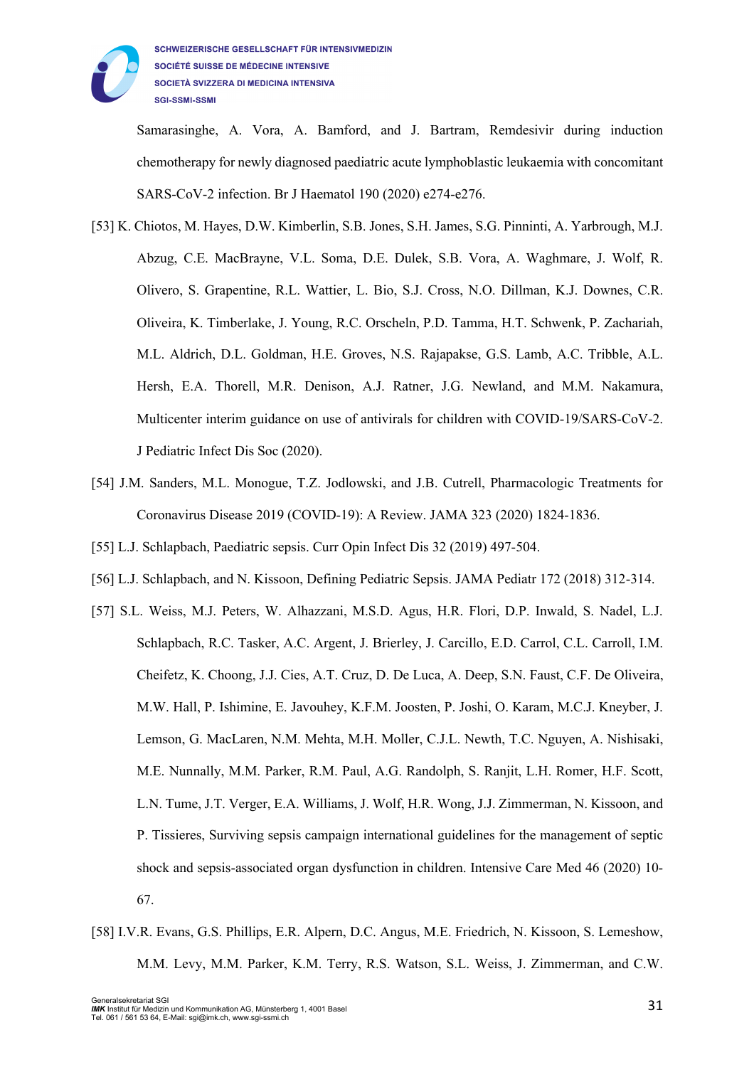Samarasinghe, A. Vora, A. Bamford, and J. Bartram, Remdesivir during induction chemotherapy for newly diagnosed paediatric acute lymphoblastic leukaemia with concomitant SARS-CoV-2 infection. Br J Haematol 190 (2020) e274-e276.

[53] K. Chiotos, M. Hayes, D.W. Kimberlin, S.B. Jones, S.H. James, S.G. Pinninti, A. Yarbrough, M.J. Abzug, C.E. MacBrayne, V.L. Soma, D.E. Dulek, S.B. Vora, A. Waghmare, J. Wolf, R. Olivero, S. Grapentine, R.L. Wattier, L. Bio, S.J. Cross, N.O. Dillman, K.J. Downes, C.R. Oliveira, K. Timberlake, J. Young, R.C. Orscheln, P.D. Tamma, H.T. Schwenk, P. Zachariah, M.L. Aldrich, D.L. Goldman, H.E. Groves, N.S. Rajapakse, G.S. Lamb, A.C. Tribble, A.L. Hersh, E.A. Thorell, M.R. Denison, A.J. Ratner, J.G. Newland, and M.M. Nakamura, Multicenter interim guidance on use of antivirals for children with COVID-19/SARS-CoV-2. J Pediatric Infect Dis Soc (2020).

[54] J.M. Sanders, M.L. Monogue, T.Z. Jodlowski, and J.B. Cutrell, Pharmacologic Treatments for Coronavirus Disease 2019 (COVID-19): A Review. JAMA 323 (2020) 1824-1836.

[55] L.J. Schlapbach, Paediatric sepsis. Curr Opin Infect Dis 32 (2019) 497-504.

[56] L.J. Schlapbach, and N. Kissoon, Defining Pediatric Sepsis. JAMA Pediatr 172 (2018) 312-314.

[57] S.L. Weiss, M.J. Peters, W. Alhazzani, M.S.D. Agus, H.R. Flori, D.P. Inwald, S. Nadel, L.J. Schlapbach, R.C. Tasker, A.C. Argent, J. Brierley, J. Carcillo, E.D. Carrol, C.L. Carroll, I.M. Cheifetz, K. Choong, J.J. Cies, A.T. Cruz, D. De Luca, A. Deep, S.N. Faust, C.F. De Oliveira, M.W. Hall, P. Ishimine, E. Javouhey, K.F.M. Joosten, P. Joshi, O. Karam, M.C.J. Kneyber, J. Lemson, G. MacLaren, N.M. Mehta, M.H. Moller, C.J.L. Newth, T.C. Nguyen, A. Nishisaki, M.E. Nunnally, M.M. Parker, R.M. Paul, A.G. Randolph, S. Ranjit, L.H. Romer, H.F. Scott, L.N. Tume, J.T. Verger, E.A. Williams, J. Wolf, H.R. Wong, J.J. Zimmerman, N. Kissoon, and P. Tissieres, Surviving sepsis campaign international guidelines for the management of septic shock and sepsis-associated organ dysfunction in children. Intensive Care Med 46 (2020) 10-67.

[58] I.V.R. Evans, G.S. Phillips, E.R. Alpern, D.C. Angus, M.E. Friedrich, N. Kissoon, S. Lemeshow, M.M. Levy, M.M. Parker, K.M. Terry, R.S. Watson, S.L. Weiss, J. Zimmerman, and C.W.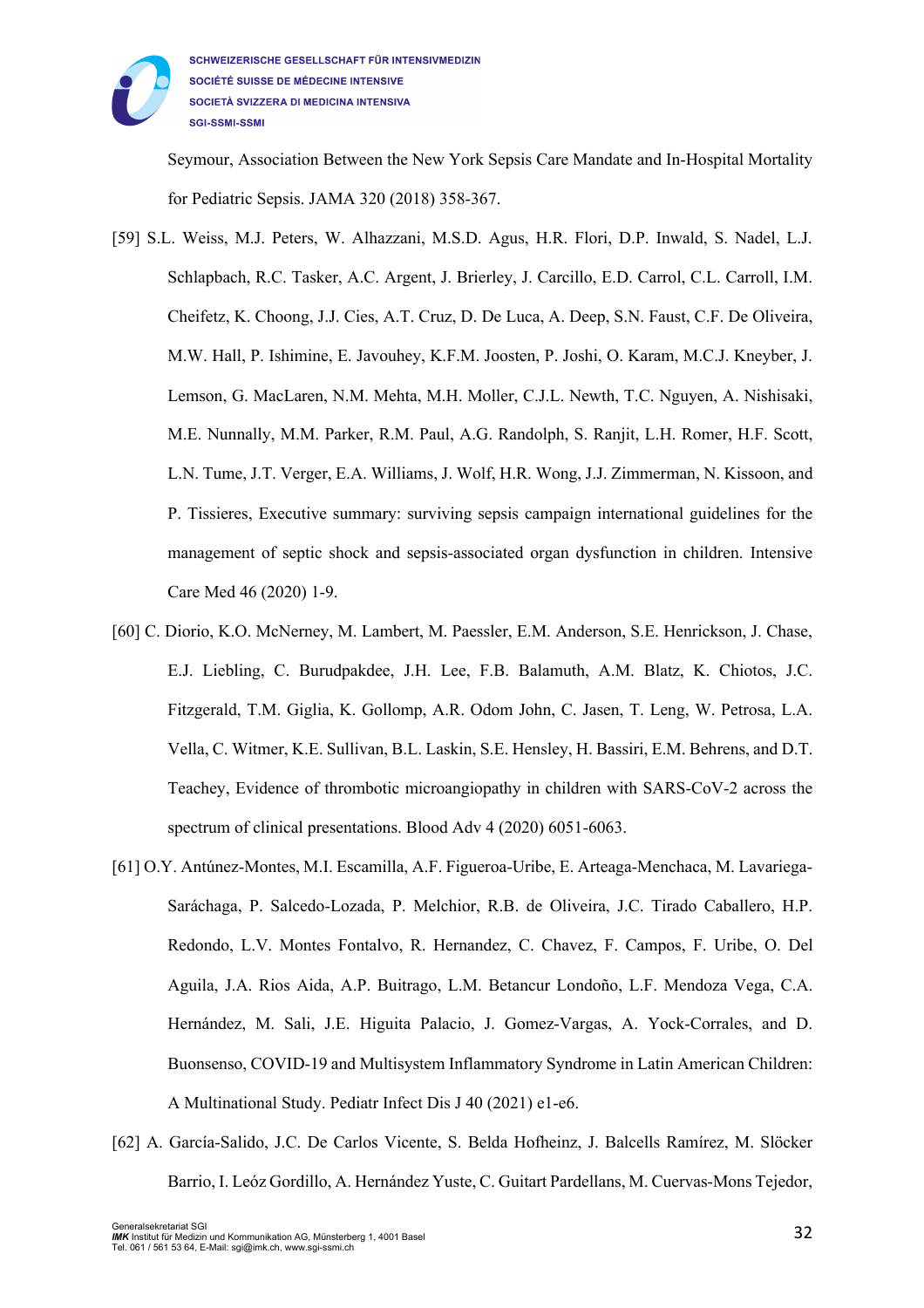Seymour, Association Between the New York Sepsis Care Mandate and In-Hospital Mortality for Pediatric Sepsis. JAMA 320 (2018) 358-367.

[59] S.L. Weiss, M.J. Peters, W. Alhazzani, M.S.D. Agus, H.R. Flori, D.P. Inwald, S. Nadel, L.J. Schlapbach, R.C. Tasker, A.C. Argent, J. Brierley, J. Carcillo, E.D. Carrol, C.L. Carroll, I.M. Cheifetz, K. Choong, J.J. Cies, A.T. Cruz, D. De Luca, A. Deep, S.N. Faust, C.F. De Oliveira, M.W. Hall, P. Ishimine, E. Javouhey, K.F.M. Joosten, P. Joshi, O. Karam, M.C.J. Kneyber, J. Lemson, G. MacLaren, N.M. Mehta, M.H. Moller, C.J.L. Newth, T.C. Nguyen, A. Nishisaki, M.E. Nunnally, M.M. Parker, R.M. Paul, A.G. Randolph, S. Ranjit, L.H. Romer, H.F. Scott, L.N. Tume, J.T. Verger, E.A. Williams, J. Wolf, H.R. Wong, J.J. Zimmerman, N. Kissoon, and P. Tissieres, Executive summary: surviving sepsis campaign international guidelines for the management of septic shock and sepsis-associated organ dysfunction in children. Intensive Care Med 46 (2020) 1-9.

[60] C. Diorio, K.O. McNerney, M. Lambert, M. Paessler, E.M. Anderson, S.E. Henrickson, J. Chase, E.J. Liebling, C. Burudpakdee, J.H. Lee, F.B. Balamuth, A.M. Blatz, K. Chiotos, J.C. Fitzgerald, T.M. Giglia, K. Gollomp, A.R. Odom John, C. Jasen, T. Leng, W. Petrosa, L.A. Vella, C. Witmer, K.E. Sullivan, B.L. Laskin, S.E. Hensley, H. Bassiri, E.M. Behrens, and D.T. Teachey, Evidence of thrombotic microangiopathy in children with SARS-CoV-2 across the spectrum of clinical presentations. Blood Adv 4 (2020) 6051-6063.

[61] O.Y. Antúnez-Montes, M.I. Escamilla, A.F. Figueroa-Uribe, E. Arteaga-Menchaca, M. Lavariega-Saráchaga, P. Salcedo-Lozada, P. Melchior, R.B. de Oliveira, J.C. Tirado Caballero, H.P. Redondo, L.V. Montes Fontalvo, R. Hernandez, C. Chavez, F. Campos, F. Uribe, O. Del Aguila, J.A. Rios Aida, A.P. Buitrago, L.M. Betancur Londoño, L.F. Mendoza Vega, C.A. Hernández, M. Sali, J.E. Higuita Palacio, J. Gomez-Vargas, A. Yock-Corrales, and D. Buonsenso, COVID-19 and Multisystem Inflammatory Syndrome in Latin American Children: A Multinational Study. Pediatr Infect Dis J 40 (2021) e1-e6.

[62] A. García-Salido, J.C. De Carlos Vicente, S. Belda Hofheinz, J. Balcells Ramírez, M. Slöcker Barrio, I. Leóz Gordillo, A. Hernández Yuste, C. Guitart Pardellans, M. Cuervas-Mons Tejedor,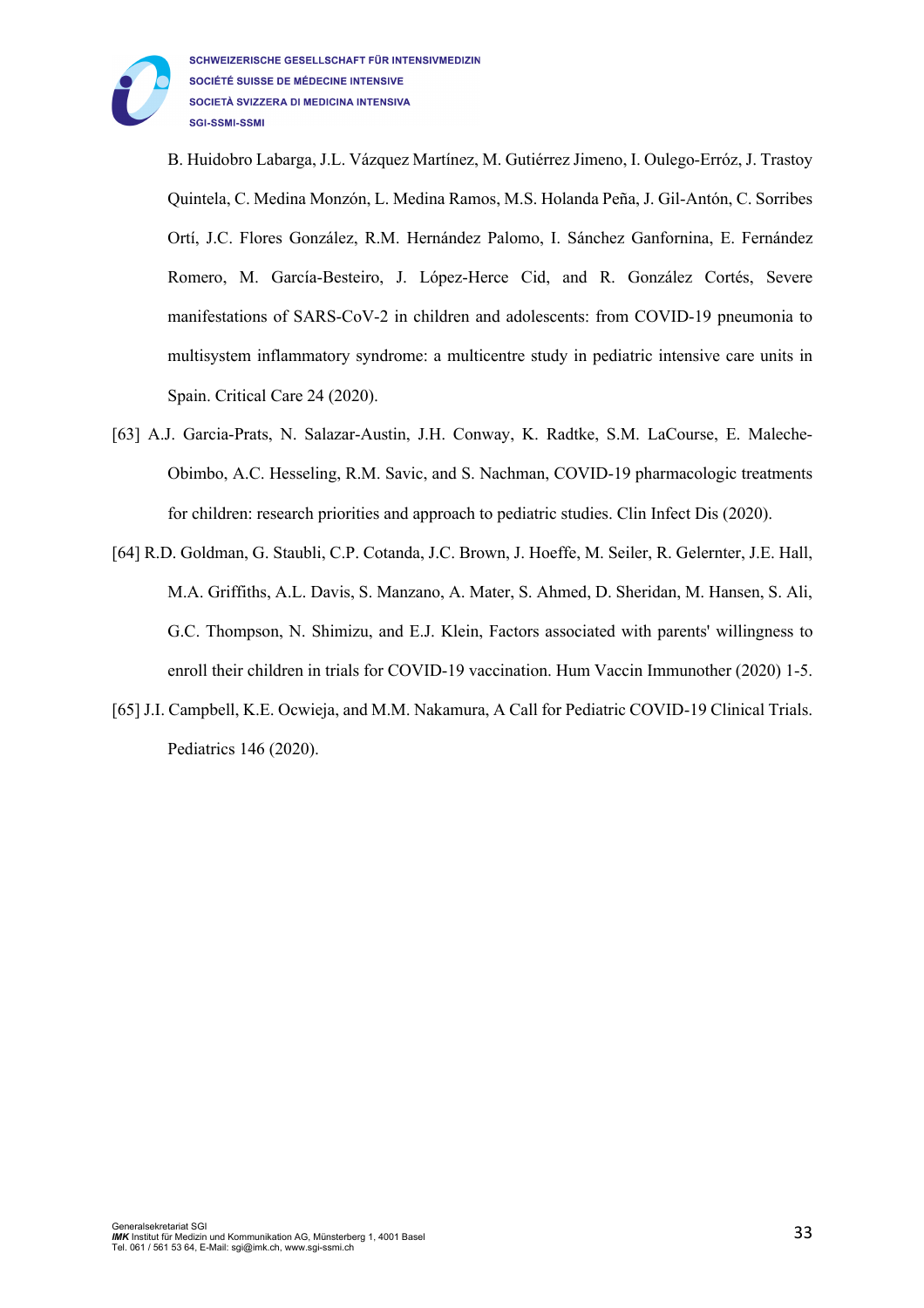B. Huidobro Labarga, J.L. Vázquez Martínez, M. Gutiérrez Jimeno, I. Oulego-Erróz, J. Trastoy Quintela, C. Medina Monzón, L. Medina Ramos, M.S. Holanda Peña, J. Gil-Antón, C. Sorribes Ortí, J.C. Flores González, R.M. Hernández Palomo, I. Sánchez Ganfornina, E. Fernández Romero, M. García-Besteiro, J. López-Herce Cid, and R. González Cortés, Severe manifestations of SARS-CoV-2 in children and adolescents: from COVID-19 pneumonia to multisystem inflammatory syndrome: a multicentre study in pediatric intensive care units in Spain. Critical Care 24 (2020).

[63] A.J. Garcia-Prats, N. Salazar-Austin, J.H. Conway, K. Radtke, S.M. LaCourse, E. Maleche-Obimbo, A.C. Hesseling, R.M. Savic, and S. Nachman, COVID-19 pharmacologic treatments for children: research priorities and approach to pediatric studies. Clin Infect Dis (2020).

[64] R.D. Goldman, G. Staubli, C.P. Cotanda, J.C. Brown, J. Hoeffe, M. Seiler, R. Gelernter, J.E. Hall, M.A. Griffiths, A.L. Davis, S. Manzano, A. Mater, S. Ahmed, D. Sheridan, M. Hansen, S. Ali, G.C. Thompson, N. Shimizu, and E.J. Klein, Factors associated with parents' willingness to enroll their children in trials for COVID-19 vaccination. Hum Vaccin Immunother (2020) 1-5.

[65] J.I. Campbell, K.E. Ocwieja, and M.M. Nakamura, A Call for Pediatric COVID-19 Clinical Trials. Pediatrics 146 (2020).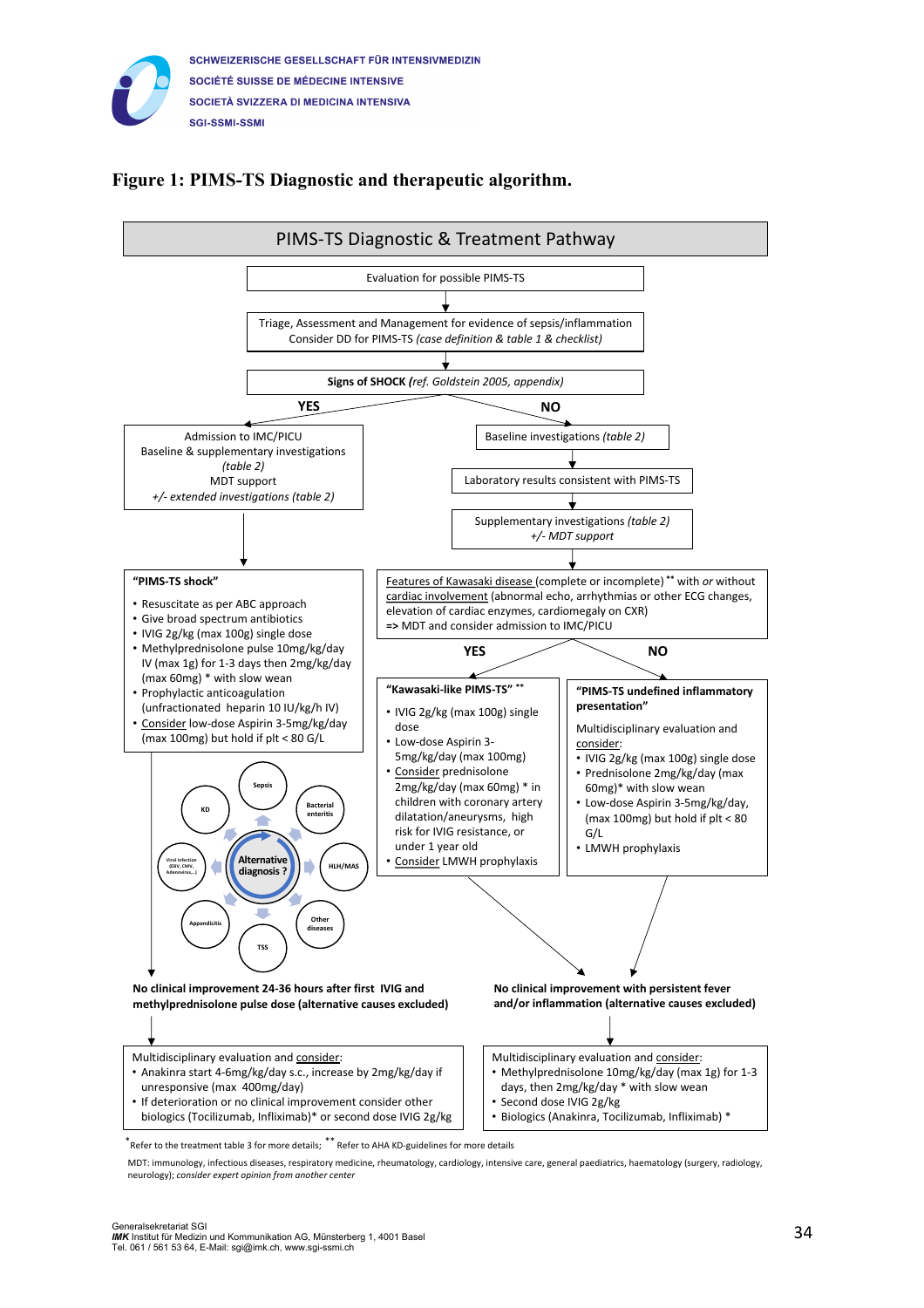# Figure 1: PIMS-TS Diagnostic and therapeutic algorithm.

## PIMS-TS Diagnostic & Treatment Pathway

Evaluation for possible PIMS-TS

↓

Triage, Assessment and Management for evidence of sepsis/inflammation
Consider DD for PIMS-TS *(case definition & table 1 & checklist)*

↓

**Signs of SHOCK** *(ref. Goldstein 2005, appendix)*

**YES**

Admission to IMC/PICU
Baseline & supplementary investigations *(table 2)*
MDT support
*+/- extended investigations (table 2)*

↓

**"PIMS-TS shock"**

- Resuscitate as per ABC approach
- Give broad spectrum antibiotics
- IVIG 2g/kg (max 100g) single dose
- Methylprednisolone pulse 10mg/kg/day IV (max 1g) for 1-3 days then 2mg/kg/day (max 60mg) * with slow wean
- Prophylactic anticoagulation (unfractionated heparin 10 IU/kg/h IV)
- Consider low-dose Aspirin 3-5mg/kg/day (max 100mg) but hold if plt < 80 G/L

Alternative diagnosis ?: Sepsis, Bacterial enteritis, HLH/MAS, Other diseases, TSS, Appendicitis, Viral infection (EBV, CMV, Adenovirus,...), KD

↓

**No clinical improvement 24-36 hours after first IVIG and methylprednisolone pulse dose (alternative causes excluded)**

↓

Multidisciplinary evaluation and consider:

- Anakinra start 4-6mg/kg/day s.c., increase by 2mg/kg/day if unresponsive (max 400mg/day)
- If deterioration or no clinical improvement consider other biologics (Tocilizumab, Infliximab)* or second dose IVIG 2g/kg

**NO**

Baseline investigations *(table 2)*

↓

Laboratory results consistent with PIMS-TS

↓

Supplementary investigations *(table 2)*
*+/- MDT support*

↓

Features of Kawasaki disease (complete or incomplete) ** with *or* without cardiac involvement (abnormal echo, arrhythmias or other ECG changes, elevation of cardiac enzymes, cardiomegaly on CXR)
=> MDT and consider admission to IMC/PICU

**YES**

**"Kawasaki-like PIMS-TS" ****

- IVIG 2g/kg (max 100g) single dose
- Low-dose Aspirin 3-5mg/kg/day (max 100mg)
- Consider prednisolone 2mg/kg/day (max 60mg) * in children with coronary artery dilatation/aneurysms, high risk for IVIG resistance, or under 1 year old
- Consider LMWH prophylaxis

**NO**

**"PIMS-TS undefined inflammatory presentation"**

Multidisciplinary evaluation and consider:

- IVIG 2g/kg (max 100g) single dose
- Prednisolone 2mg/kg/day (max 60mg)* with slow wean
- Low-dose Aspirin 3-5mg/kg/day, (max 100mg) but hold if plt < 80 G/L
- LMWH prophylaxis

↓

**No clinical improvement with persistent fever and/or inflammation (alternative causes excluded)**

↓

Multidisciplinary evaluation and consider:

- Methylprednisolone 10mg/kg/day (max 1g) for 1-3 days, then 2mg/kg/day * with slow wean
- Second dose IVIG 2g/kg
- Biologics (Anakinra, Tocilizumab, Infliximab) *

*Refer to the treatment table 3 for more details; ** Refer to AHA KD-guidelines for more details

MDT: immunology, infectious diseases, respiratory medicine, rheumatology, cardiology, intensive care, general paediatrics, haematology (surgery, radiology, neurology); *consider expert opinion from another center*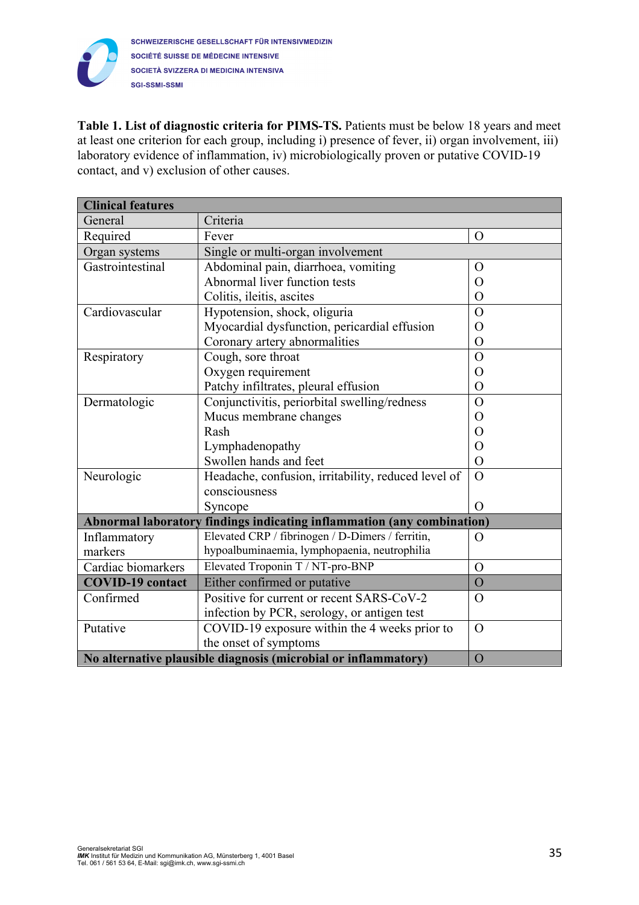**Table 1. List of diagnostic criteria for PIMS-TS.** Patients must be below 18 years and meet at least one criterion for each group, including i) presence of fever, ii) organ involvement, iii) laboratory evidence of inflammation, iv) microbiologically proven or putative COVID-19 contact, and v) exclusion of other causes.

| **Clinical features** | | |
|---|---|---|
| General | Criteria | |
| Required | Fever | O |
| Organ systems | Single or multi-organ involvement | |
| Gastrointestinal | Abdominal pain, diarrhoea, vomiting<br>Abnormal liver function tests<br>Colitis, ileitis, ascites | O<br>O<br>O |
| Cardiovascular | Hypotension, shock, oliguria<br>Myocardial dysfunction, pericardial effusion<br>Coronary artery abnormalities | O<br>O<br>O |
| Respiratory | Cough, sore throat<br>Oxygen requirement<br>Patchy infiltrates, pleural effusion | O<br>O<br>O |
| Dermatologic | Conjunctivitis, periorbital swelling/redness<br>Mucus membrane changes<br>Rash<br>Lymphadenopathy<br>Swollen hands and feet | O<br>O<br>O<br>O<br>O |
| Neurologic | Headache, confusion, irritability, reduced level of consciousness<br>Syncope | O<br>O |
| **Abnormal laboratory findings indicating inflammation (any combination)** | | |
| Inflammatory markers | Elevated CRP / fibrinogen / D-Dimers / ferritin, hypoalbuminaemia, lymphopaenia, neutrophilia | O |
| Cardiac biomarkers | Elevated Troponin T / NT-pro-BNP | O |
| **COVID-19 contact** | Either confirmed or putative | O |
| Confirmed | Positive for current or recent SARS-CoV-2 infection by PCR, serology, or antigen test | O |
| Putative | COVID-19 exposure within the 4 weeks prior to the onset of symptoms | O |
| **No alternative plausible diagnosis (microbial or inflammatory)** | | O |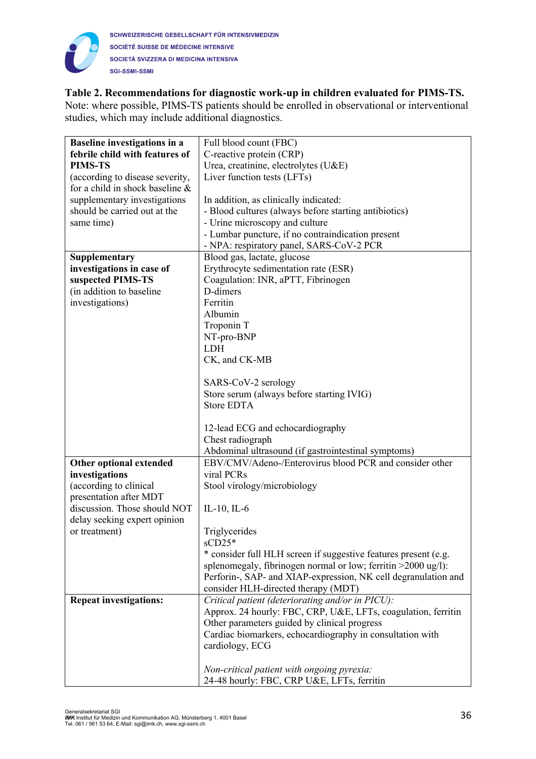**Table 2. Recommendations for diagnostic work-up in children evaluated for PIMS-TS.**
Note: where possible, PIMS-TS patients should be enrolled in observational or interventional studies, which may include additional diagnostics.

| | |
|---|---|
| **Baseline investigations in a febrile child with features of PIMS-TS**<br>(according to disease severity, for a child in shock baseline & supplementary investigations should be carried out at the same time) | Full blood count (FBC)<br>C-reactive protein (CRP)<br>Urea, creatinine, electrolytes (U&E)<br>Liver function tests (LFTs)<br><br>In addition, as clinically indicated:<br>- Blood cultures (always before starting antibiotics)<br>- Urine microscopy and culture<br>- Lumbar puncture, if no contraindication present<br>- NPA: respiratory panel, SARS-CoV-2 PCR |
| **Supplementary investigations in case of suspected PIMS-TS**<br>(in addition to baseline investigations) | Blood gas, lactate, glucose<br>Erythrocyte sedimentation rate (ESR)<br>Coagulation: INR, aPTT, Fibrinogen<br>D-dimers<br>Ferritin<br>Albumin<br>Troponin T<br>NT-pro-BNP<br>LDH<br>CK, and CK-MB<br><br>SARS-CoV-2 serology<br>Store serum (always before starting IVIG)<br>Store EDTA<br><br>12-lead ECG and echocardiography<br>Chest radiograph<br>Abdominal ultrasound (if gastrointestinal symptoms) |
| **Other optional extended investigations**<br>(according to clinical presentation after MDT discussion. Those should NOT delay seeking expert opinion or treatment) | EBV/CMV/Adeno-/Enterovirus blood PCR and consider other viral PCRs<br>Stool virology/microbiology<br><br>IL-10, IL-6<br><br>Triglycerides<br>sCD25*<br>* consider full HLH screen if suggestive features present (e.g. splenomegaly, fibrinogen normal or low; ferritin >2000 ug/l): Perforin-, SAP- and XIAP-expression, NK cell degranulation and consider HLH-directed therapy (MDT) |
| **Repeat investigations:** | *Critical patient (deteriorating and/or in PICU):*<br>Approx. 24 hourly: FBC, CRP, U&E, LFTs, coagulation, ferritin<br>Other parameters guided by clinical progress<br>Cardiac biomarkers, echocardiography in consultation with cardiology, ECG<br><br>*Non-critical patient with ongoing pyrexia:*<br>24-48 hourly: FBC, CRP U&E, LFTs, ferritin |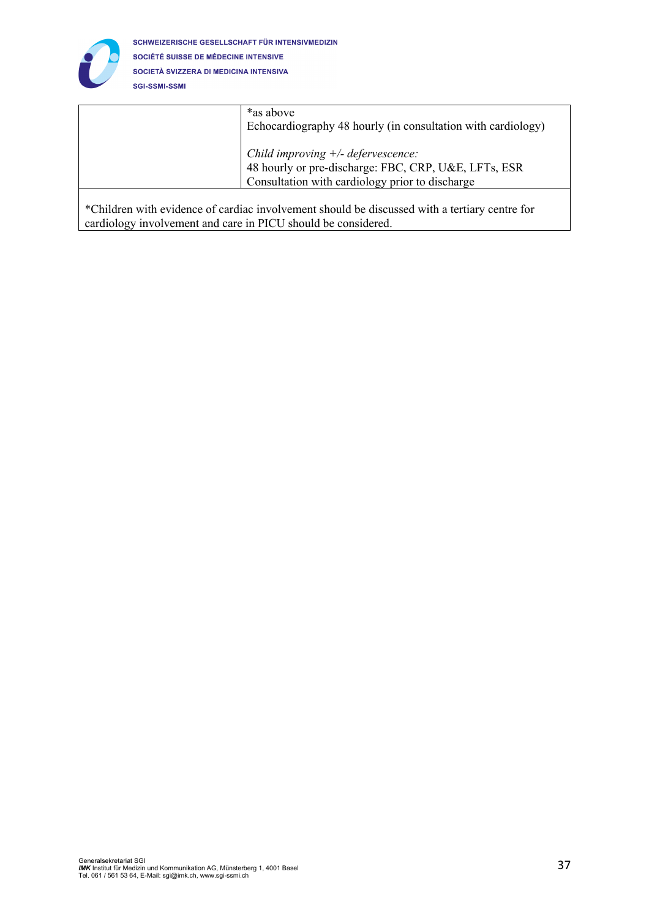| | |
|---|---|
| | *as above<br>Echocardiography 48 hourly (in consultation with cardiology)<br><br>*Child improving +/- defervescence:*<br>48 hourly or pre-discharge: FBC, CRP, U&E, LFTs, ESR<br>Consultation with cardiology prior to discharge |
| *Children with evidence of cardiac involvement should be discussed with a tertiary centre for cardiology involvement and care in PICU should be considered. | |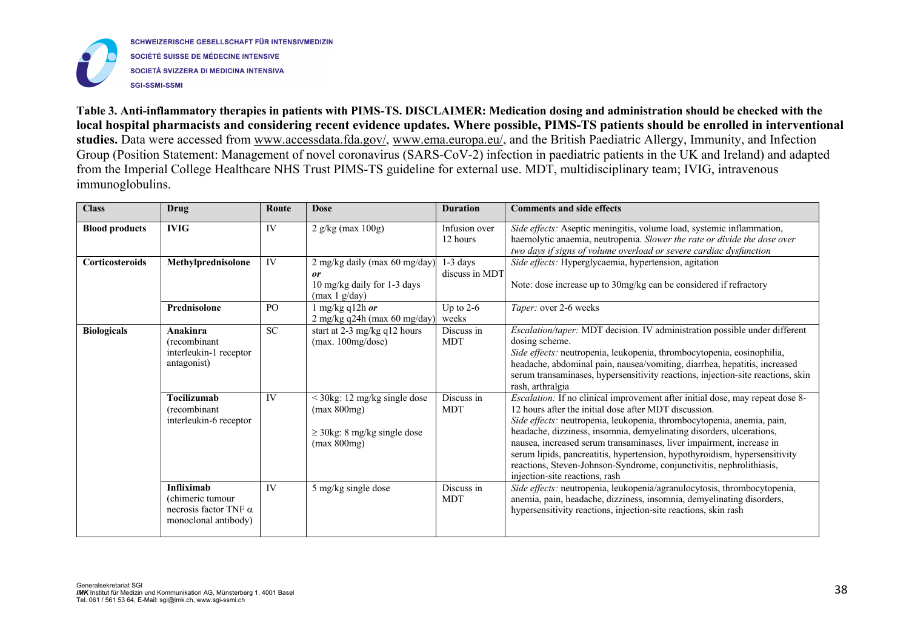**Table 3. Anti-inflammatory therapies in patients with PIMS-TS. DISCLAIMER: Medication dosing and administration should be checked with the local hospital pharmacists and considering recent evidence updates. Where possible, PIMS-TS patients should be enrolled in interventional studies.** Data were accessed from www.accessdata.fda.gov/, www.ema.europa.eu/, and the British Paediatric Allergy, Immunity, and Infection Group (Position Statement: Management of novel coronavirus (SARS-CoV-2) infection in paediatric patients in the UK and Ireland) and adapted from the Imperial College Healthcare NHS Trust PIMS-TS guideline for external use. MDT, multidisciplinary team; IVIG, intravenous immunoglobulins.

| Class | Drug | Route | Dose | Duration | Comments and side effects |
|---|---|---|---|---|---|
| **Blood products** | **IVIG** | IV | 2 g/kg (max 100g) | Infusion over 12 hours | *Side effects:* Aseptic meningitis, volume load, systemic inflammation, haemolytic anaemia, neutropenia. *Slower the rate or divide the dose over two days if signs of volume overload or severe cardiac dysfunction* |
| **Corticosteroids** | **Methylprednisolone** | IV | 2 mg/kg daily (max 60 mg/day) ***or*** 10 mg/kg daily for 1-3 days (max 1 g/day) | 1-3 days discuss in MDT | *Side effects:* Hyperglycaemia, hypertension, agitation<br><br>Note: dose increase up to 30mg/kg can be considered if refractory |
| | **Prednisolone** | PO | 1 mg/kg q12h ***or*** 2 mg/kg q24h (max 60 mg/day) | Up to 2-6 weeks | *Taper:* over 2-6 weeks |
| **Biologicals** | **Anakinra** (recombinant interleukin-1 receptor antagonist) | SC | start at 2-3 mg/kg q12 hours (max. 100mg/dose) | Discuss in MDT | *Escalation/taper:* MDT decision. IV administration possible under different dosing scheme.<br>*Side effects:* neutropenia, leukopenia, thrombocytopenia, eosinophilia, headache, abdominal pain, nausea/vomiting, diarrhea, hepatitis, increased serum transaminases, hypersensitivity reactions, injection-site reactions, skin rash, arthralgia |
| | **Tocilizumab** (recombinant interleukin-6 receptor | IV | < 30kg: 12 mg/kg single dose (max 800mg)<br><br>≥ 30kg: 8 mg/kg single dose (max 800mg) | Discuss in MDT | *Escalation:* If no clinical improvement after initial dose, may repeat dose 8-12 hours after the initial dose after MDT discussion.<br>*Side effects:* neutropenia, leukopenia, thrombocytopenia, anemia, pain, headache, dizziness, insomnia, demyelinating disorders, ulcerations, nausea, increased serum transaminases, liver impairment, increase in serum lipids, pancreatitis, hypertension, hypothyroidism, hypersensitivity reactions, Steven-Johnson-Syndrome, conjunctivitis, nephrolithiasis, injection-site reactions, rash |
| | **Infliximab** (chimeric tumour necrosis factor TNF $\alpha$ monoclonal antibody) | IV | 5 mg/kg single dose | Discuss in MDT | *Side effects:* neutropenia, leukopenia/agranulocytosis, thrombocytopenia, anemia, pain, headache, dizziness, insomnia, demyelinating disorders, hypersensitivity reactions, injection-site reactions, skin rash |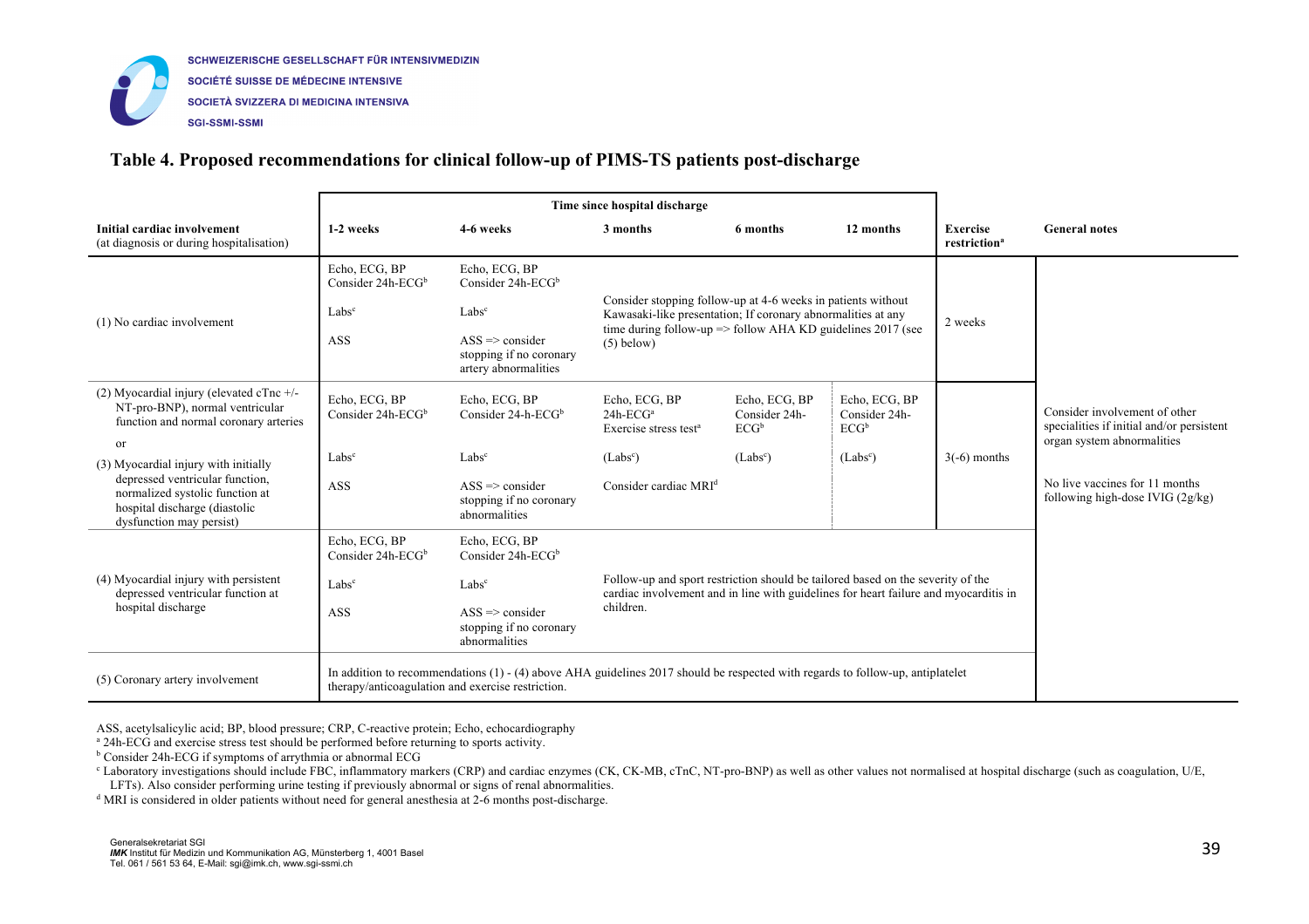### Table 4. Proposed recommendations for clinical follow-up of PIMS-TS patients post-discharge

| Initial cardiac involvement (at diagnosis or during hospitalisation) | Time since hospital discharge: 1-2 weeks | 4-6 weeks | 3 months | 6 months | 12 months | Exercise restriction[a] | General notes |
|---|---|---|---|---|---|---|---|
| (1) No cardiac involvement | Echo, ECG, BP<br>Consider 24h-ECG[b]<br>Labs[c]<br>ASS | Echo, ECG, BP<br>Consider 24h-ECG[b]<br>Labs[c]<br>ASS => consider stopping if no coronary artery abnormalities | Consider stopping follow-up at 4-6 weeks in patients without Kawasaki-like presentation; If coronary abnormalities at any time during follow-up => follow AHA KD guidelines 2017 (see (5) below) | | | 2 weeks | Consider involvement of other specialities if initial and/or persistent organ system abnormalities<br><br>No live vaccines for 11 months following high-dose IVIG (2g/kg) |
| (2) Myocardial injury (elevated cTnc +/- NT-pro-BNP), normal ventricular function and normal coronary arteries<br>or<br>(3) Myocardial injury with initially depressed ventricular function, normalized systolic function at hospital discharge (diastolic dysfunction may persist) | Echo, ECG, BP<br>Consider 24h-ECG[b]<br>Labs[c]<br>ASS | Echo, ECG, BP<br>Consider 24-h-ECG[b]<br>Labs[c]<br>ASS => consider stopping if no coronary abnormalities | Echo, ECG, BP<br>24h-ECG[a]<br>Exercise stress test[a]<br>(Labs[c])<br>Consider cardiac MRI[d] | Echo, ECG, BP<br>Consider 24h-ECG[b]<br>(Labs[c]) | Echo, ECG, BP<br>Consider 24h-ECG[b]<br>(Labs[c]) | 3(-6) months | |
| (4) Myocardial injury with persistent depressed ventricular function at hospital discharge | Echo, ECG, BP<br>Consider 24h-ECG[b]<br>Labs[c]<br>ASS | Echo, ECG, BP<br>Consider 24h-ECG[b]<br>Labs[c]<br>ASS => consider stopping if no coronary abnormalities | Follow-up and sport restriction should be tailored based on the severity of the cardiac involvement and in line with guidelines for heart failure and myocarditis in children. | | | | |
| (5) Coronary artery involvement | In addition to recommendations (1) - (4) above AHA guidelines 2017 should be respected with regards to follow-up, antiplatelet therapy/anticoagulation and exercise restriction. | | | | | | |

ASS, acetylsalicylic acid; BP, blood pressure; CRP, C-reactive protein; Echo, echocardiography

[a] 24h-ECG and exercise stress test should be performed before returning to sports activity.

[b] Consider 24h-ECG if symptoms of arrythmia or abnormal ECG

[c] Laboratory investigations should include FBC, inflammatory markers (CRP) and cardiac enzymes (CK, CK-MB, cTnC, NT-pro-BNP) as well as other values not normalised at hospital discharge (such as coagulation, U/E, LFTs). Also consider performing urine testing if previously abnormal or signs of renal abnormalities.

[d] MRI is considered in older patients without need for general anesthesia at 2-6 months post-discharge.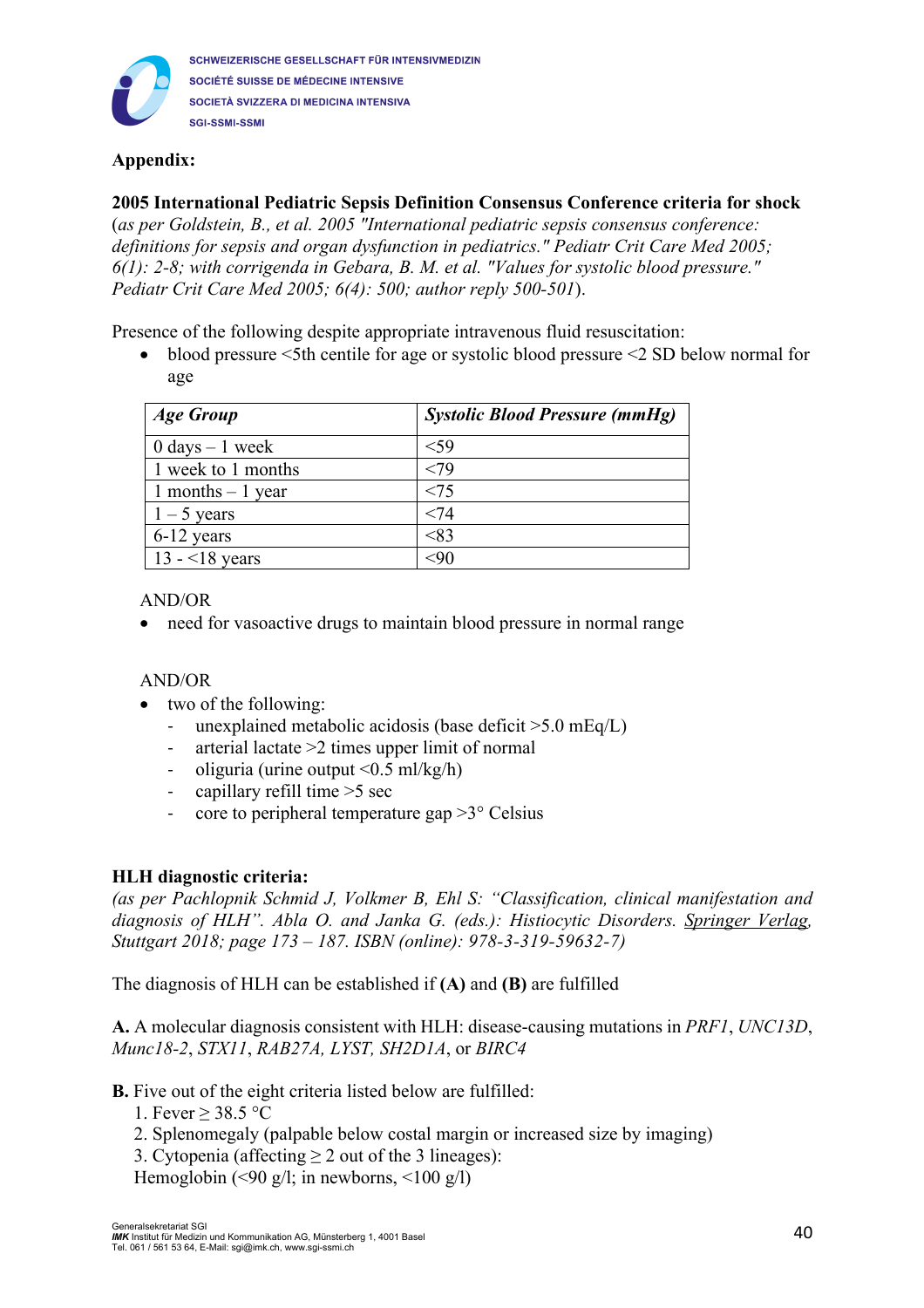**Appendix:**

**2005 International Pediatric Sepsis Definition Consensus Conference criteria for shock**
(*as per Goldstein, B., et al. 2005 "International pediatric sepsis consensus conference: definitions for sepsis and organ dysfunction in pediatrics." Pediatr Crit Care Med 2005; 6(1): 2-8; with corrigenda in Gebara, B. M. et al. "Values for systolic blood pressure." Pediatr Crit Care Med 2005; 6(4): 500; author reply 500-501*).

Presence of the following despite appropriate intravenous fluid resuscitation:

- blood pressure <5th centile for age or systolic blood pressure <2 SD below normal for age

| *Age Group* | *Systolic Blood Pressure (mmHg)* |
|---|---|
| 0 days – 1 week | <59 |
| 1 week to 1 months | <79 |
| 1 months – 1 year | <75 |
| 1 – 5 years | <74 |
| 6-12 years | <83 |
| 13 - <18 years | <90 |

AND/OR

- need for vasoactive drugs to maintain blood pressure in normal range

AND/OR

- two of the following:
  - unexplained metabolic acidosis (base deficit >5.0 mEq/L)
  - arterial lactate >2 times upper limit of normal
  - oliguria (urine output <0.5 ml/kg/h)
  - capillary refill time >5 sec
  - core to peripheral temperature gap >3° Celsius

**HLH diagnostic criteria:**
*(as per Pachlopnik Schmid J, Volkmer B, Ehl S: "Classification, clinical manifestation and diagnosis of HLH". Abla O. and Janka G. (eds.): Histiocytic Disorders. Springer Verlag, Stuttgart 2018; page 173 – 187. ISBN (online): 978-3-319-59632-7)*

The diagnosis of HLH can be established if **(A)** and **(B)** are fulfilled

**A.** A molecular diagnosis consistent with HLH: disease-causing mutations in *PRF1*, *UNC13D*, *Munc18-2*, *STX11*, *RAB27A, LYST, SH2D1A*, or *BIRC4*

**B.** Five out of the eight criteria listed below are fulfilled:

1. Fever ≥ 38.5 °C
2. Splenomegaly (palpable below costal margin or increased size by imaging)
3. Cytopenia (affecting ≥ 2 out of the 3 lineages):
   Hemoglobin (<90 g/l; in newborns, <100 g/l)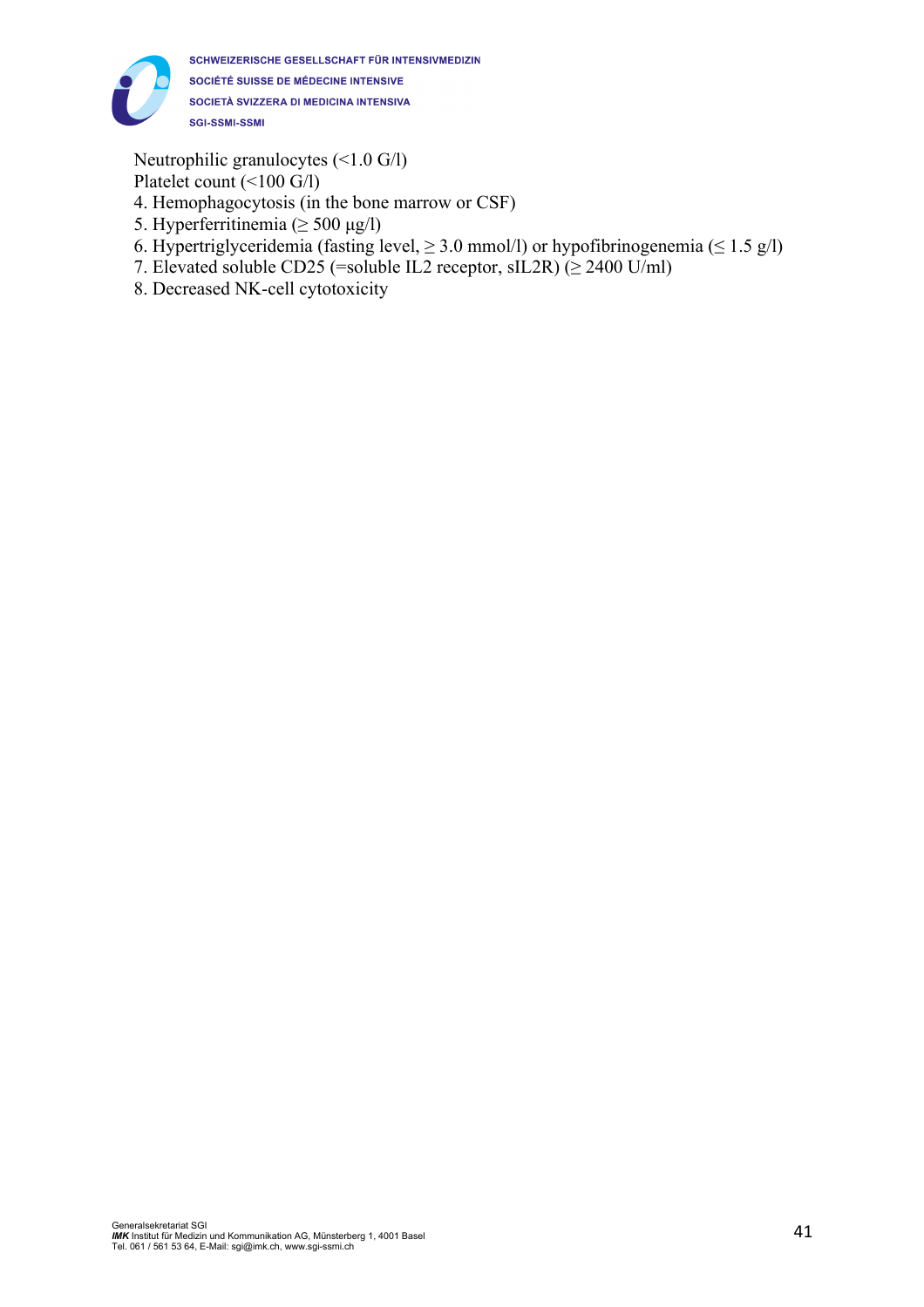Neutrophilic granulocytes (<1.0 G/l)
Platelet count (<100 G/l)

4. Hemophagocytosis (in the bone marrow or CSF)
5. Hyperferritinemia (≥ 500 μg/l)
6. Hypertriglyceridemia (fasting level, ≥ 3.0 mmol/l) or hypofibrinogenemia (≤ 1.5 g/l)
7. Elevated soluble CD25 (=soluble IL2 receptor, sIL2R) (≥ 2400 U/ml)
8. Decreased NK-cell cytotoxicity